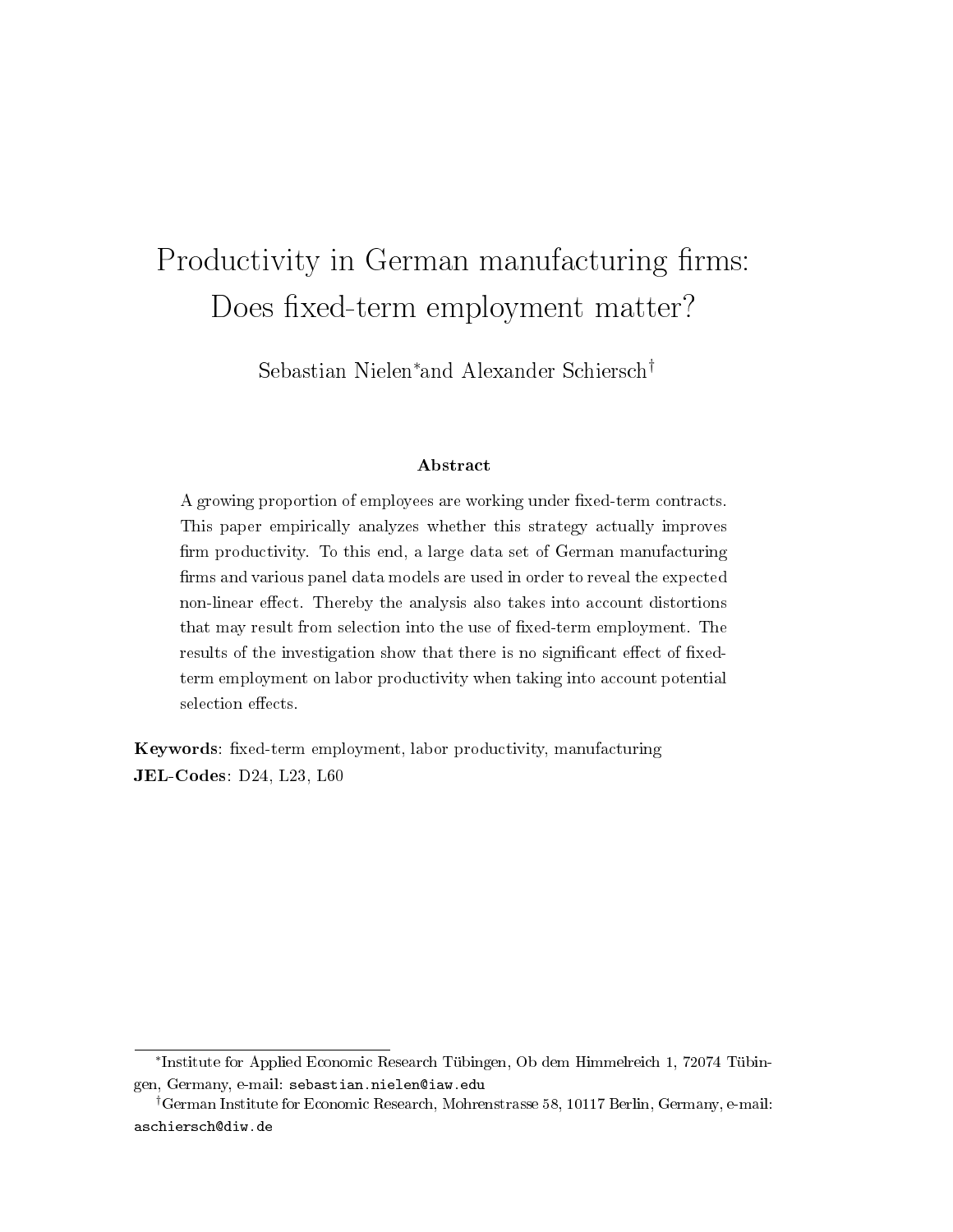# Productivity in German manufacturing firms: Does fixed-term employment matter?

Sebastian Nielen* and Alexander Schiersch[†]

### Abstract

A growing proportion of employees are working under fixed-term contracts. This paper empirically analyzes whether this strategy actually improves firm productivity. To this end, a large data set of German manufacturing firms and various panel data models are used in order to reveal the expected non-linear effect. Thereby the analysis also takes into account distortions that may result from selection into the use of fixed-term employment. The results of the investigation show that there is no significant effect of fixed-term employment on labor productivity when taking into account potential selection effects.

**Keywords**: fixed-term employment, labor productivity, manufacturing
**JEL-Codes**: D24, L23, L60

---

*Institute for Applied Economic Research Tübingen, Ob dem Himmelreich 1, 72074 Tübingen, Germany, e-mail: sebastian.nielen@iaw.edu

[†]German Institute for Economic Research, Mohrenstrasse 58, 10117 Berlin, Germany, e-mail: aschiersch@diw.de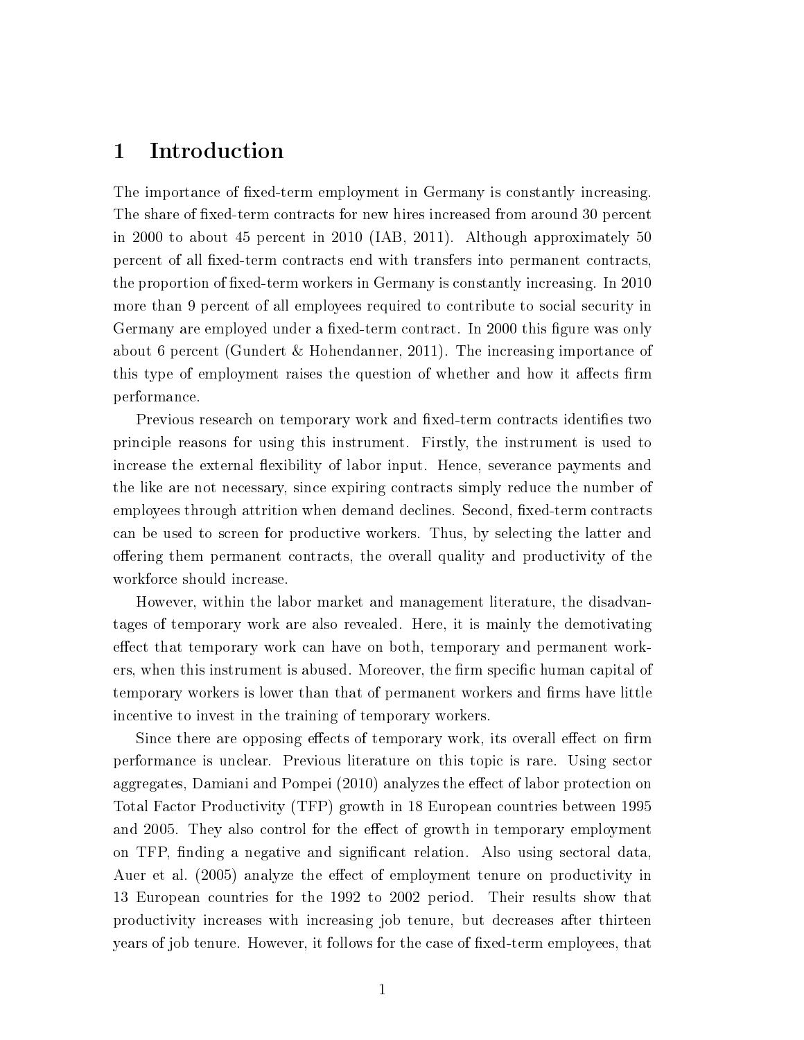# 1 Introduction

The importance of fixed-term employment in Germany is constantly increasing. The share of fixed-term contracts for new hires increased from around 30 percent in 2000 to about 45 percent in 2010 (IAB, 2011). Although approximately 50 percent of all fixed-term contracts end with transfers into permanent contracts, the proportion of fixed-term workers in Germany is constantly increasing. In 2010 more than 9 percent of all employees required to contribute to social security in Germany are employed under a fixed-term contract. In 2000 this figure was only about 6 percent (Gundert & Hohendanner, 2011). The increasing importance of this type of employment raises the question of whether and how it affects firm performance.

Previous research on temporary work and fixed-term contracts identifies two principle reasons for using this instrument. Firstly, the instrument is used to increase the external flexibility of labor input. Hence, severance payments and the like are not necessary, since expiring contracts simply reduce the number of employees through attrition when demand declines. Second, fixed-term contracts can be used to screen for productive workers. Thus, by selecting the latter and offering them permanent contracts, the overall quality and productivity of the workforce should increase.

However, within the labor market and management literature, the disadvantages of temporary work are also revealed. Here, it is mainly the demotivating effect that temporary work can have on both, temporary and permanent workers, when this instrument is abused. Moreover, the firm specific human capital of temporary workers is lower than that of permanent workers and firms have little incentive to invest in the training of temporary workers.

Since there are opposing effects of temporary work, its overall effect on firm performance is unclear. Previous literature on this topic is rare. Using sector aggregates, Damiani and Pompei (2010) analyzes the effect of labor protection on Total Factor Productivity (TFP) growth in 18 European countries between 1995 and 2005. They also control for the effect of growth in temporary employment on TFP, finding a negative and significant relation. Also using sectoral data, Auer et al. (2005) analyze the effect of employment tenure on productivity in 13 European countries for the 1992 to 2002 period. Their results show that productivity increases with increasing job tenure, but decreases after thirteen years of job tenure. However, it follows for the case of fixed-term employees, that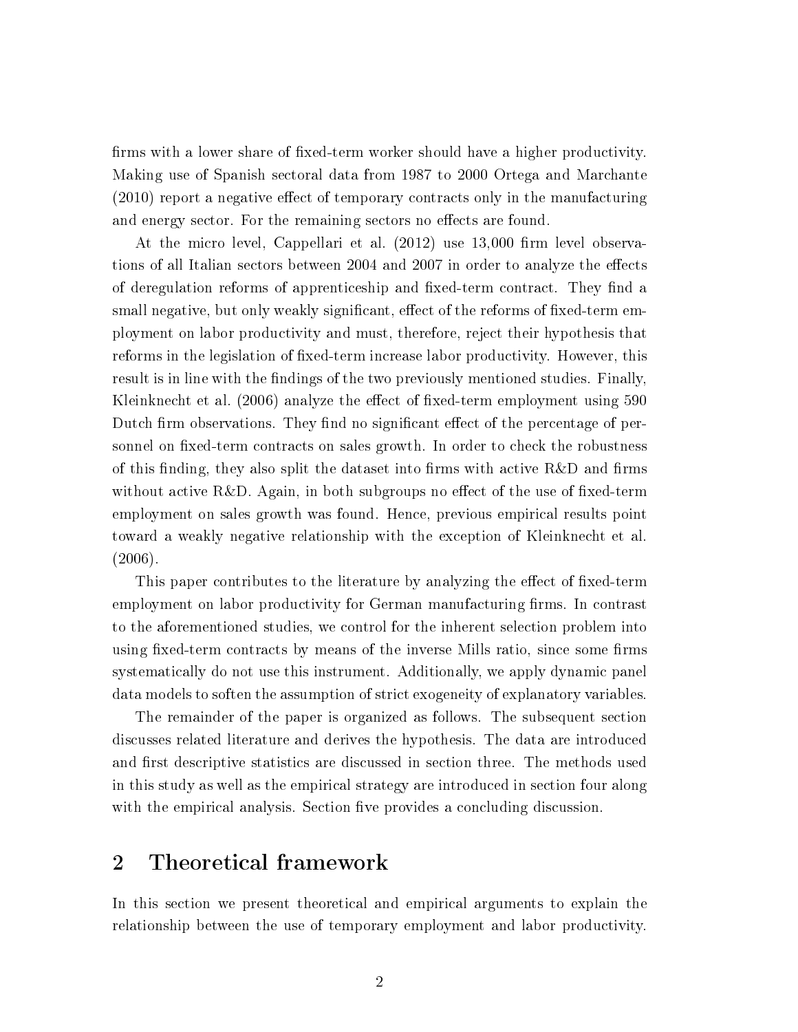firms with a lower share of fixed-term worker should have a higher productivity. Making use of Spanish sectoral data from 1987 to 2000 Ortega and Marchante (2010) report a negative effect of temporary contracts only in the manufacturing and energy sector. For the remaining sectors no effects are found.

At the micro level, Cappellari et al. (2012) use 13,000 firm level observations of all Italian sectors between 2004 and 2007 in order to analyze the effects of deregulation reforms of apprenticeship and fixed-term contract. They find a small negative, but only weakly significant, effect of the reforms of fixed-term employment on labor productivity and must, therefore, reject their hypothesis that reforms in the legislation of fixed-term increase labor productivity. However, this result is in line with the findings of the two previously mentioned studies. Finally, Kleinknecht et al. (2006) analyze the effect of fixed-term employment using 590 Dutch firm observations. They find no significant effect of the percentage of personnel on fixed-term contracts on sales growth. In order to check the robustness of this finding, they also split the dataset into firms with active R&D and firms without active R&D. Again, in both subgroups no effect of the use of fixed-term employment on sales growth was found. Hence, previous empirical results point toward a weakly negative relationship with the exception of Kleinknecht et al. (2006).

This paper contributes to the literature by analyzing the effect of fixed-term employment on labor productivity for German manufacturing firms. In contrast to the aforementioned studies, we control for the inherent selection problem into using fixed-term contracts by means of the inverse Mills ratio, since some firms systematically do not use this instrument. Additionally, we apply dynamic panel data models to soften the assumption of strict exogeneity of explanatory variables.

The remainder of the paper is organized as follows. The subsequent section discusses related literature and derives the hypothesis. The data are introduced and first descriptive statistics are discussed in section three. The methods used in this study as well as the empirical strategy are introduced in section four along with the empirical analysis. Section five provides a concluding discussion.

## 2 Theoretical framework

In this section we present theoretical and empirical arguments to explain the relationship between the use of temporary employment and labor productivity.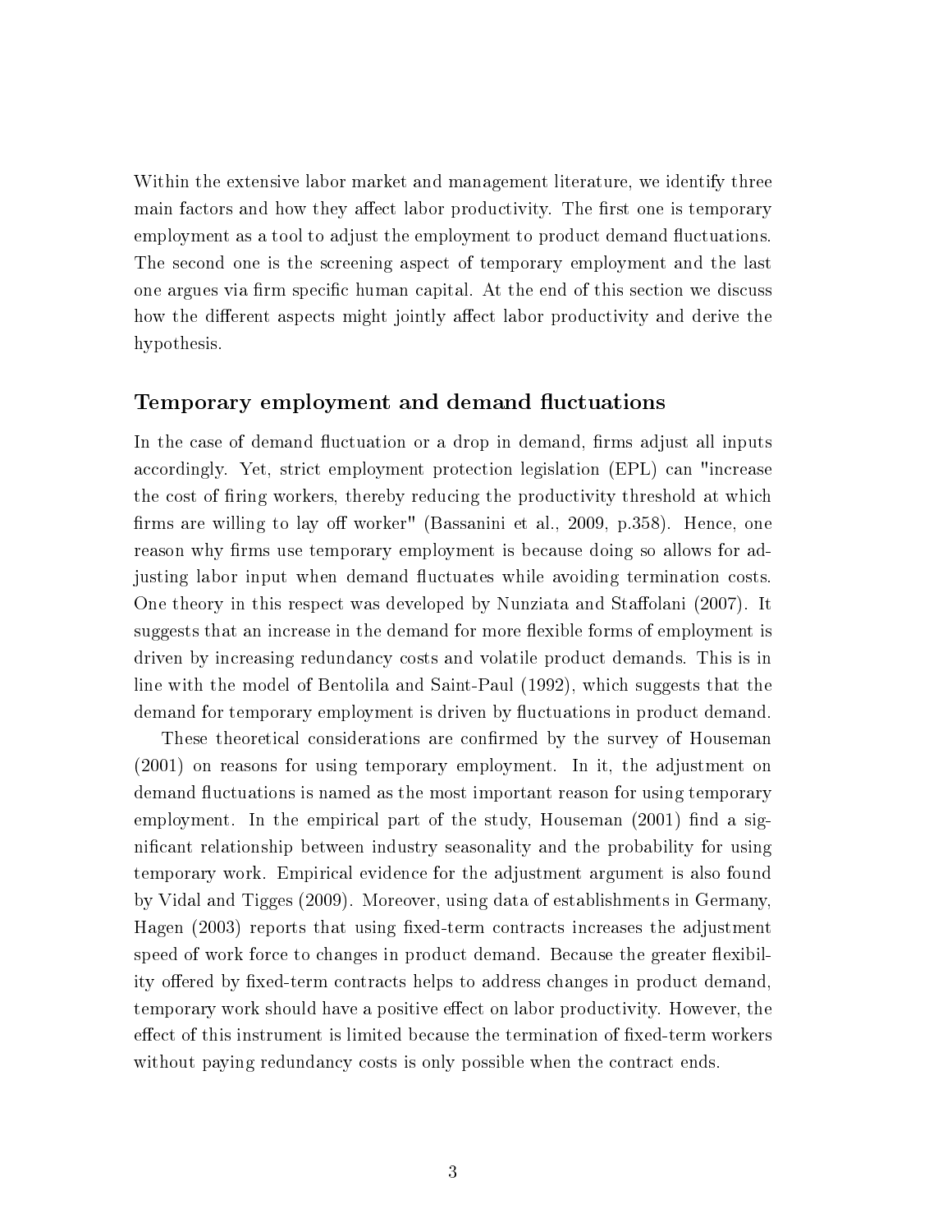Within the extensive labor market and management literature, we identify three main factors and how they affect labor productivity. The first one is temporary employment as a tool to adjust the employment to product demand fluctuations. The second one is the screening aspect of temporary employment and the last one argues via firm specific human capital. At the end of this section we discuss how the different aspects might jointly affect labor productivity and derive the hypothesis.

### Temporary employment and demand fluctuations

In the case of demand fluctuation or a drop in demand, firms adjust all inputs accordingly. Yet, strict employment protection legislation (EPL) can "increase the cost of firing workers, thereby reducing the productivity threshold at which firms are willing to lay off worker" (Bassanini et al., 2009, p.358). Hence, one reason why firms use temporary employment is because doing so allows for adjusting labor input when demand fluctuates while avoiding termination costs. One theory in this respect was developed by Nunziata and Staffolani (2007). It suggests that an increase in the demand for more flexible forms of employment is driven by increasing redundancy costs and volatile product demands. This is in line with the model of Bentolila and Saint-Paul (1992), which suggests that the demand for temporary employment is driven by fluctuations in product demand.

These theoretical considerations are confirmed by the survey of Houseman (2001) on reasons for using temporary employment. In it, the adjustment on demand fluctuations is named as the most important reason for using temporary employment. In the empirical part of the study, Houseman (2001) find a significant relationship between industry seasonality and the probability for using temporary work. Empirical evidence for the adjustment argument is also found by Vidal and Tigges (2009). Moreover, using data of establishments in Germany, Hagen (2003) reports that using fixed-term contracts increases the adjustment speed of work force to changes in product demand. Because the greater flexibility offered by fixed-term contracts helps to address changes in product demand, temporary work should have a positive effect on labor productivity. However, the effect of this instrument is limited because the termination of fixed-term workers without paying redundancy costs is only possible when the contract ends.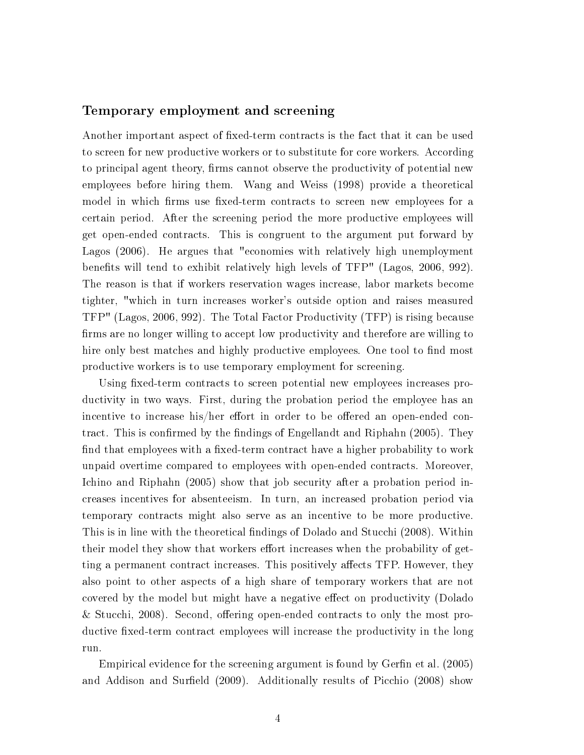### Temporary employment and screening

Another important aspect of fixed-term contracts is the fact that it can be used to screen for new productive workers or to substitute for core workers. According to principal agent theory, firms cannot observe the productivity of potential new employees before hiring them. Wang and Weiss (1998) provide a theoretical model in which firms use fixed-term contracts to screen new employees for a certain period. After the screening period the more productive employees will get open-ended contracts. This is congruent to the argument put forward by Lagos (2006). He argues that "economies with relatively high unemployment benefits will tend to exhibit relatively high levels of TFP" (Lagos, 2006, 992). The reason is that if workers reservation wages increase, labor markets become tighter, "which in turn increases worker's outside option and raises measured TFP" (Lagos, 2006, 992). The Total Factor Productivity (TFP) is rising because firms are no longer willing to accept low productivity and therefore are willing to hire only best matches and highly productive employees. One tool to find most productive workers is to use temporary employment for screening.

Using fixed-term contracts to screen potential new employees increases productivity in two ways. First, during the probation period the employee has an incentive to increase his/her effort in order to be offered an open-ended contract. This is confirmed by the findings of Engellandt and Riphahn (2005). They find that employees with a fixed-term contract have a higher probability to work unpaid overtime compared to employees with open-ended contracts. Moreover, Ichino and Riphahn (2005) show that job security after a probation period increases incentives for absenteeism. In turn, an increased probation period via temporary contracts might also serve as an incentive to be more productive. This is in line with the theoretical findings of Dolado and Stucchi (2008). Within their model they show that workers effort increases when the probability of getting a permanent contract increases. This positively affects TFP. However, they also point to other aspects of a high share of temporary workers that are not covered by the model but might have a negative effect on productivity (Dolado & Stucchi, 2008). Second, offering open-ended contracts to only the most productive fixed-term contract employees will increase the productivity in the long run.

Empirical evidence for the screening argument is found by Gerfin et al. (2005) and Addison and Surfield (2009). Additionally results of Picchio (2008) show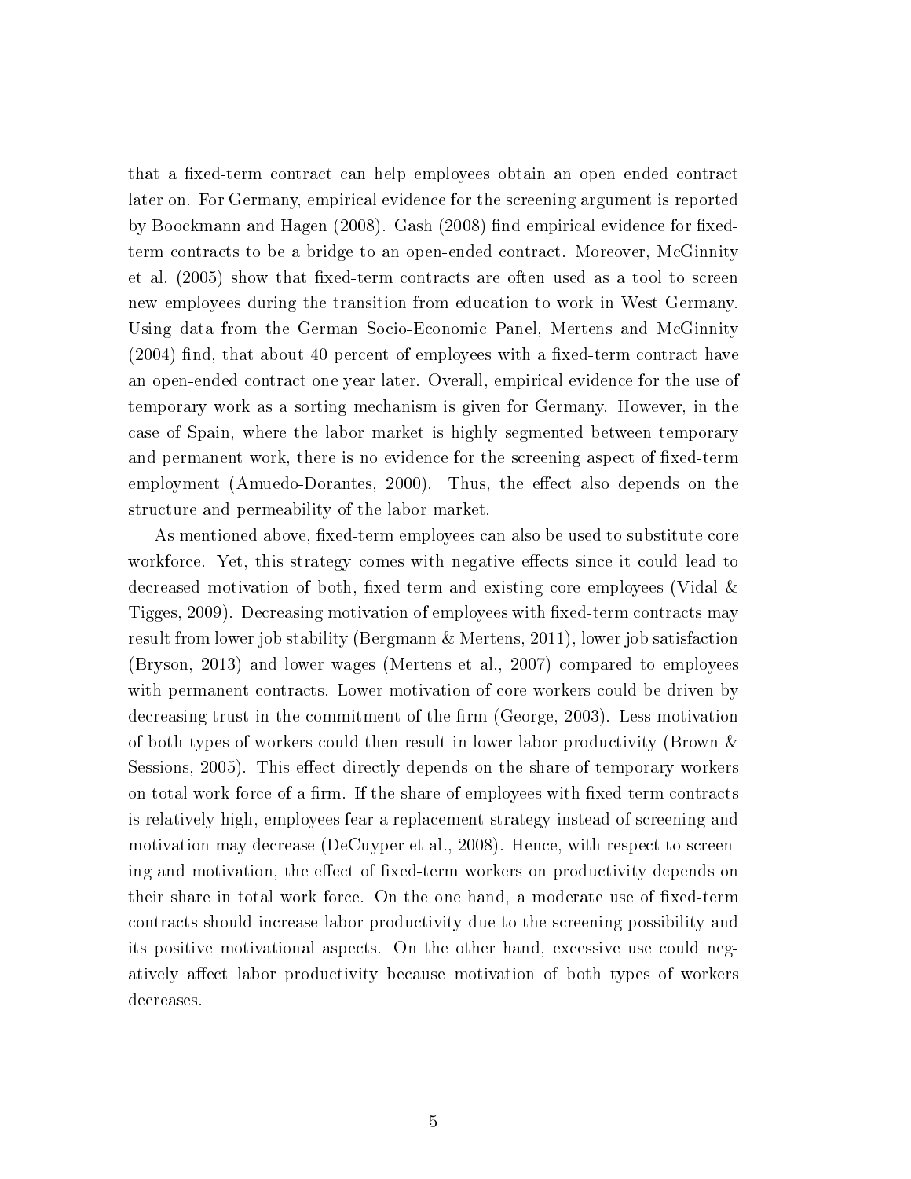that a fixed-term contract can help employees obtain an open ended contract later on. For Germany, empirical evidence for the screening argument is reported by Boockmann and Hagen (2008). Gash (2008) find empirical evidence for fixed-term contracts to be a bridge to an open-ended contract. Moreover, McGinnity et al. (2005) show that fixed-term contracts are often used as a tool to screen new employees during the transition from education to work in West Germany. Using data from the German Socio-Economic Panel, Mertens and McGinnity (2004) find, that about 40 percent of employees with a fixed-term contract have an open-ended contract one year later. Overall, empirical evidence for the use of temporary work as a sorting mechanism is given for Germany. However, in the case of Spain, where the labor market is highly segmented between temporary and permanent work, there is no evidence for the screening aspect of fixed-term employment (Amuedo-Dorantes, 2000). Thus, the effect also depends on the structure and permeability of the labor market.

As mentioned above, fixed-term employees can also be used to substitute core workforce. Yet, this strategy comes with negative effects since it could lead to decreased motivation of both, fixed-term and existing core employees (Vidal & Tigges, 2009). Decreasing motivation of employees with fixed-term contracts may result from lower job stability (Bergmann & Mertens, 2011), lower job satisfaction (Bryson, 2013) and lower wages (Mertens et al., 2007) compared to employees with permanent contracts. Lower motivation of core workers could be driven by decreasing trust in the commitment of the firm (George, 2003). Less motivation of both types of workers could then result in lower labor productivity (Brown & Sessions, 2005). This effect directly depends on the share of temporary workers on total work force of a firm. If the share of employees with fixed-term contracts is relatively high, employees fear a replacement strategy instead of screening and motivation may decrease (DeCuyper et al., 2008). Hence, with respect to screening and motivation, the effect of fixed-term workers on productivity depends on their share in total work force. On the one hand, a moderate use of fixed-term contracts should increase labor productivity due to the screening possibility and its positive motivational aspects. On the other hand, excessive use could negatively affect labor productivity because motivation of both types of workers decreases.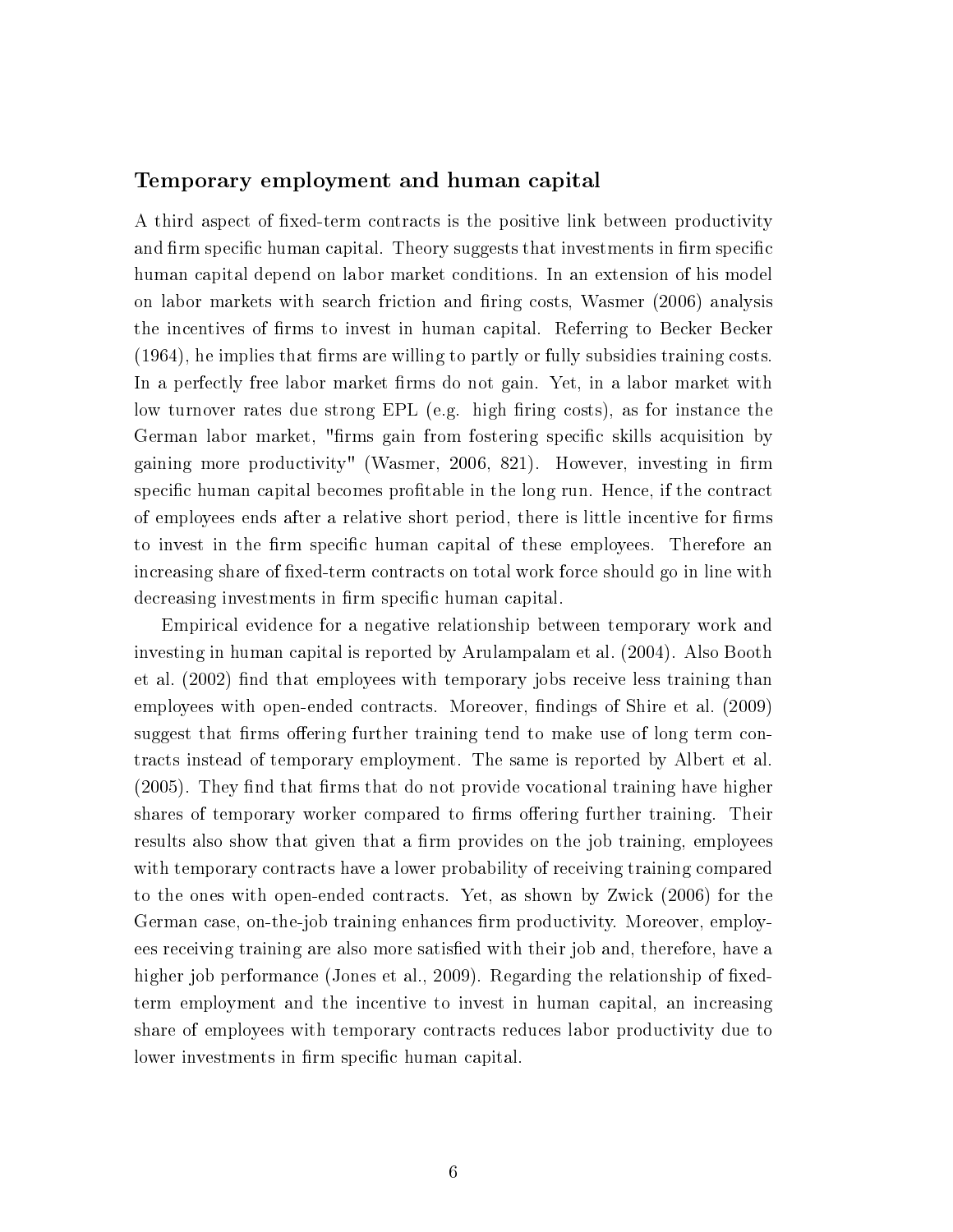### Temporary employment and human capital

A third aspect of fixed-term contracts is the positive link between productivity and firm specific human capital. Theory suggests that investments in firm specific human capital depend on labor market conditions. In an extension of his model on labor markets with search friction and firing costs, Wasmer (2006) analysis the incentives of firms to invest in human capital. Referring to Becker Becker (1964), he implies that firms are willing to partly or fully subsidies training costs. In a perfectly free labor market firms do not gain. Yet, in a labor market with low turnover rates due strong EPL (e.g. high firing costs), as for instance the German labor market, "firms gain from fostering specific skills acquisition by gaining more productivity" (Wasmer, 2006, 821). However, investing in firm specific human capital becomes profitable in the long run. Hence, if the contract of employees ends after a relative short period, there is little incentive for firms to invest in the firm specific human capital of these employees. Therefore an increasing share of fixed-term contracts on total work force should go in line with decreasing investments in firm specific human capital.

Empirical evidence for a negative relationship between temporary work and investing in human capital is reported by Arulampalam et al. (2004). Also Booth et al. (2002) find that employees with temporary jobs receive less training than employees with open-ended contracts. Moreover, findings of Shire et al. (2009) suggest that firms offering further training tend to make use of long term contracts instead of temporary employment. The same is reported by Albert et al. (2005). They find that firms that do not provide vocational training have higher shares of temporary worker compared to firms offering further training. Their results also show that given that a firm provides on the job training, employees with temporary contracts have a lower probability of receiving training compared to the ones with open-ended contracts. Yet, as shown by Zwick (2006) for the German case, on-the-job training enhances firm productivity. Moreover, employees receiving training are also more satisfied with their job and, therefore, have a higher job performance (Jones et al., 2009). Regarding the relationship of fixed-term employment and the incentive to invest in human capital, an increasing share of employees with temporary contracts reduces labor productivity due to lower investments in firm specific human capital.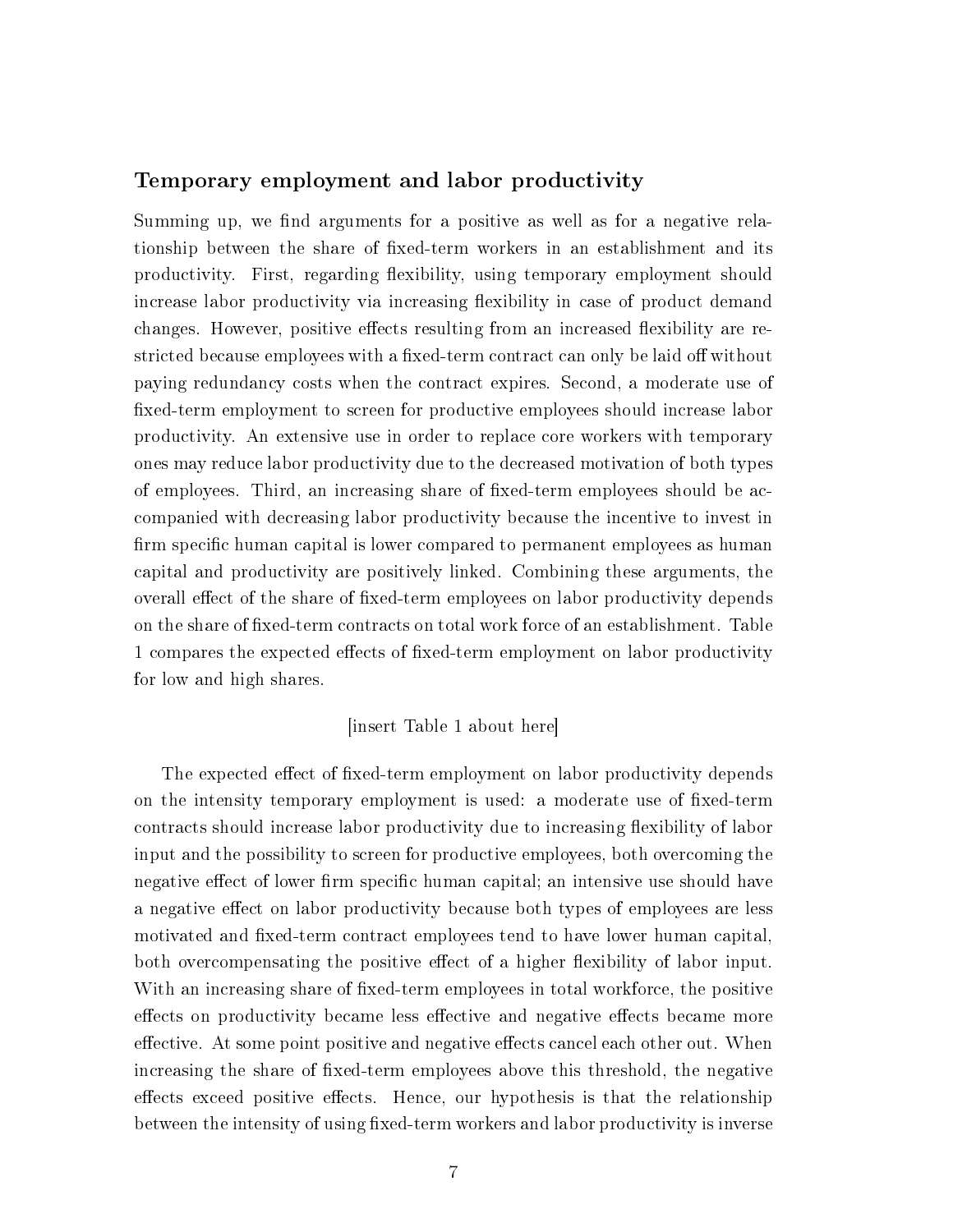### Temporary employment and labor productivity

Summing up, we find arguments for a positive as well as for a negative relationship between the share of fixed-term workers in an establishment and its productivity. First, regarding flexibility, using temporary employment should increase labor productivity via increasing flexibility in case of product demand changes. However, positive effects resulting from an increased flexibility are restricted because employees with a fixed-term contract can only be laid off without paying redundancy costs when the contract expires. Second, a moderate use of fixed-term employment to screen for productive employees should increase labor productivity. An extensive use in order to replace core workers with temporary ones may reduce labor productivity due to the decreased motivation of both types of employees. Third, an increasing share of fixed-term employees should be accompanied with decreasing labor productivity because the incentive to invest in firm specific human capital is lower compared to permanent employees as human capital and productivity are positively linked. Combining these arguments, the overall effect of the share of fixed-term employees on labor productivity depends on the share of fixed-term contracts on total work force of an establishment. Table 1 compares the expected effects of fixed-term employment on labor productivity for low and high shares.

[insert Table 1 about here]

The expected effect of fixed-term employment on labor productivity depends on the intensity temporary employment is used: a moderate use of fixed-term contracts should increase labor productivity due to increasing flexibility of labor input and the possibility to screen for productive employees, both overcoming the negative effect of lower firm specific human capital; an intensive use should have a negative effect on labor productivity because both types of employees are less motivated and fixed-term contract employees tend to have lower human capital, both overcompensating the positive effect of a higher flexibility of labor input. With an increasing share of fixed-term employees in total workforce, the positive effects on productivity became less effective and negative effects became more effective. At some point positive and negative effects cancel each other out. When increasing the share of fixed-term employees above this threshold, the negative effects exceed positive effects. Hence, our hypothesis is that the relationship between the intensity of using fixed-term workers and labor productivity is inverse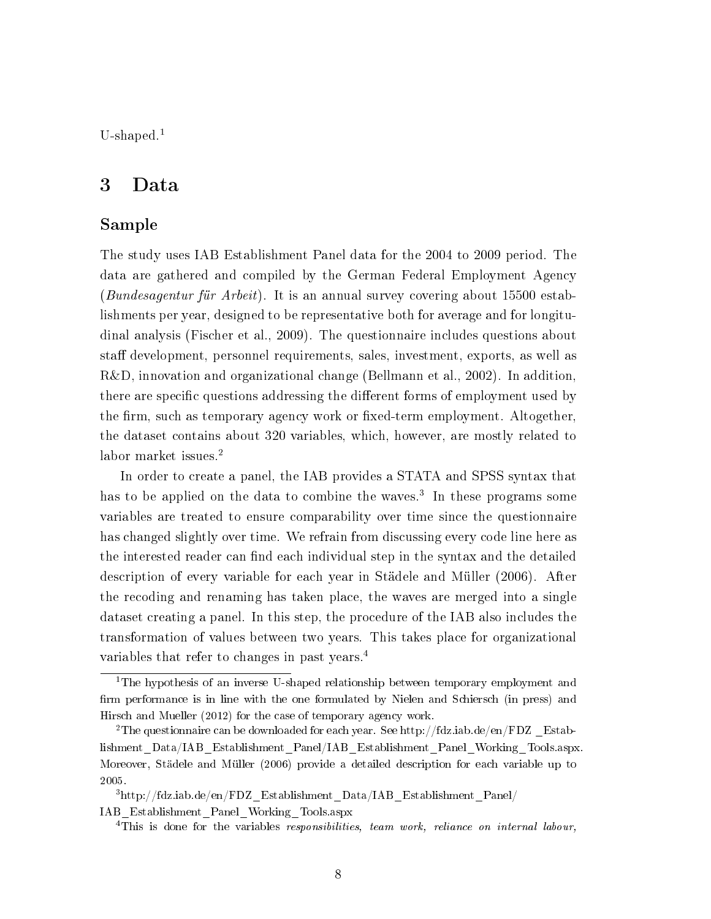U-shaped.[1]

# 3 Data

## Sample

The study uses IAB Establishment Panel data for the 2004 to 2009 period. The data are gathered and compiled by the German Federal Employment Agency (*Bundesagentur für Arbeit*). It is an annual survey covering about 15500 establishments per year, designed to be representative both for average and for longitudinal analysis (Fischer et al., 2009). The questionnaire includes questions about staff development, personnel requirements, sales, investment, exports, as well as R&D, innovation and organizational change (Bellmann et al., 2002). In addition, there are specific questions addressing the different forms of employment used by the firm, such as temporary agency work or fixed-term employment. Altogether, the dataset contains about 320 variables, which, however, are mostly related to labor market issues.[2]

In order to create a panel, the IAB provides a STATA and SPSS syntax that has to be applied on the data to combine the waves.[3] In these programs some variables are treated to ensure comparability over time since the questionnaire has changed slightly over time. We refrain from discussing every code line here as the interested reader can find each individual step in the syntax and the detailed description of every variable for each year in Städele and Müller (2006). After the recoding and renaming has taken place, the waves are merged into a single dataset creating a panel. In this step, the procedure of the IAB also includes the transformation of values between two years. This takes place for organizational variables that refer to changes in past years.[4]

[1] The hypothesis of an inverse U-shaped relationship between temporary employment and firm performance is in line with the one formulated by Nielen and Schiersch (in press) and Hirsch and Mueller (2012) for the case of temporary agency work.

[2] The questionnaire can be downloaded for each year. See http://fdz.iab.de/en/FDZ _Establishment_Data/IAB_Establishment_Panel/IAB_Establishment_Panel_Working_Tools.aspx. Moreover, Städele and Müller (2006) provide a detailed description for each variable up to 2005.

[3] http://fdz.iab.de/en/FDZ_Establishment_Data/IAB_Establishment_Panel/IAB_Establishment_Panel_Working_Tools.aspx

[4] This is done for the variables *responsibilities, team work, reliance on internal labour,*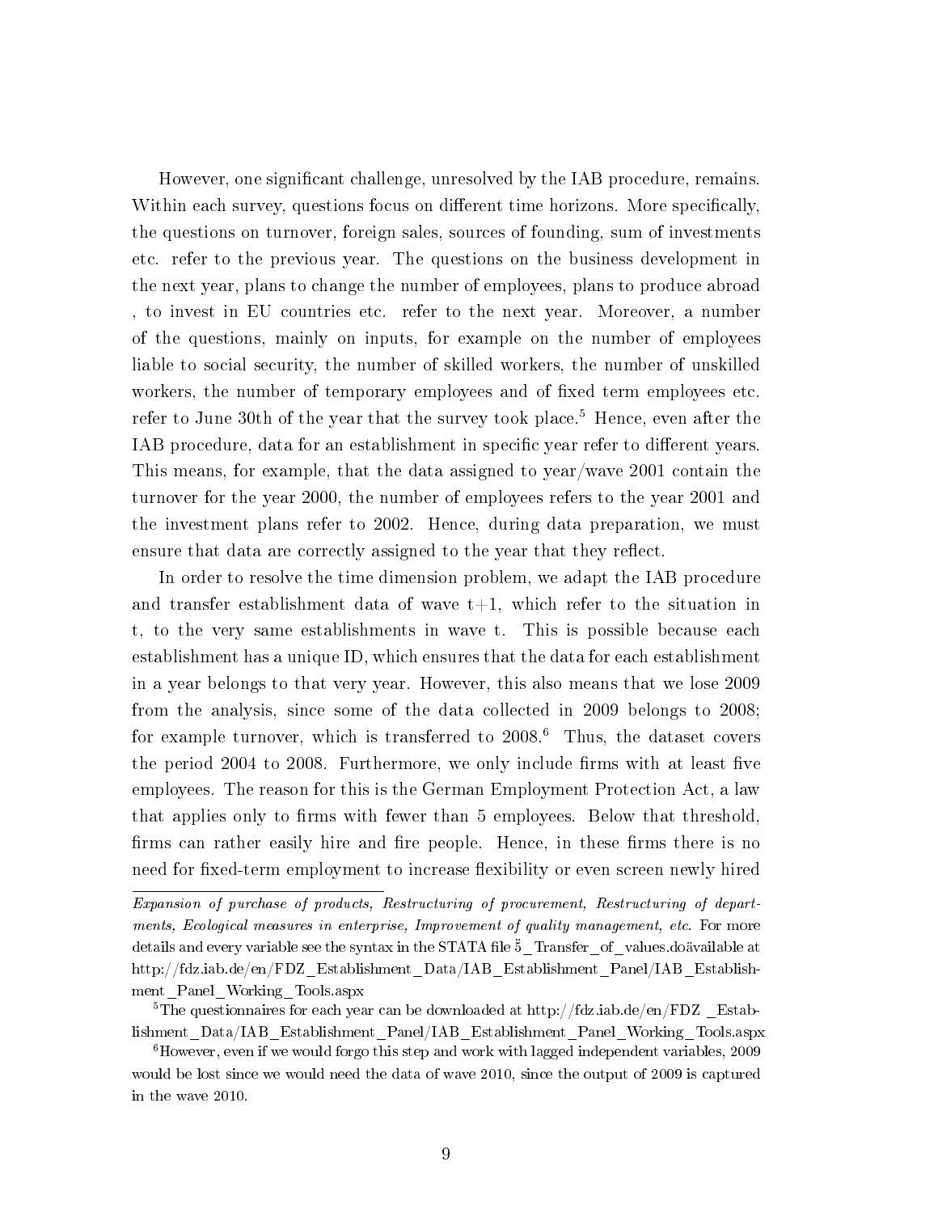However, one significant challenge, unresolved by the IAB procedure, remains. Within each survey, questions focus on different time horizons. More specifically, the questions on turnover, foreign sales, sources of founding, sum of investments etc. refer to the previous year. The questions on the business development in the next year, plans to change the number of employees, plans to produce abroad , to invest in EU countries etc. refer to the next year. Moreover, a number of the questions, mainly on inputs, for example on the number of employees liable to social security, the number of skilled workers, the number of unskilled workers, the number of temporary employees and of fixed term employees etc. refer to June 30th of the year that the survey took place.[5] Hence, even after the IAB procedure, data for an establishment in specific year refer to different years. This means, for example, that the data assigned to year/wave 2001 contain the turnover for the year 2000, the number of employees refers to the year 2001 and the investment plans refer to 2002. Hence, during data preparation, we must ensure that data are correctly assigned to the year that they reflect.

In order to resolve the time dimension problem, we adapt the IAB procedure and transfer establishment data of wave t+1, which refer to the situation in t, to the very same establishments in wave t. This is possible because each establishment has a unique ID, which ensures that the data for each establishment in a year belongs to that very year. However, this also means that we lose 2009 from the analysis, since some of the data collected in 2009 belongs to 2008; for example turnover, which is transferred to 2008.[6] Thus, the dataset covers the period 2004 to 2008. Furthermore, we only include firms with at least five employees. The reason for this is the German Employment Protection Act, a law that applies only to firms with fewer than 5 employees. Below that threshold, firms can rather easily hire and fire people. Hence, in these firms there is no need for fixed-term employment to increase flexibility or even screen newly hired

*Expansion of purchase of products, Restructuring of procurement, Restructuring of departments, Ecological measures in enterprise, Improvement of quality management, etc.* For more details and every variable see the syntax in the STATA file 5̈_Transfer_of_values.doävailable at http://fdz.iab.de/en/FDZ_Establishment_Data/IAB_Establishment_Panel/IAB_Establishment_Panel_Working_Tools.aspx

[5] The questionnaires for each year can be downloaded at http://fdz.iab.de/en/FDZ _Establishment_Data/IAB_Establishment_Panel/IAB_Establishment_Panel_Working_Tools.aspx

[6] However, even if we would forgo this step and work with lagged independent variables, 2009 would be lost since we would need the data of wave 2010, since the output of 2009 is captured in the wave 2010.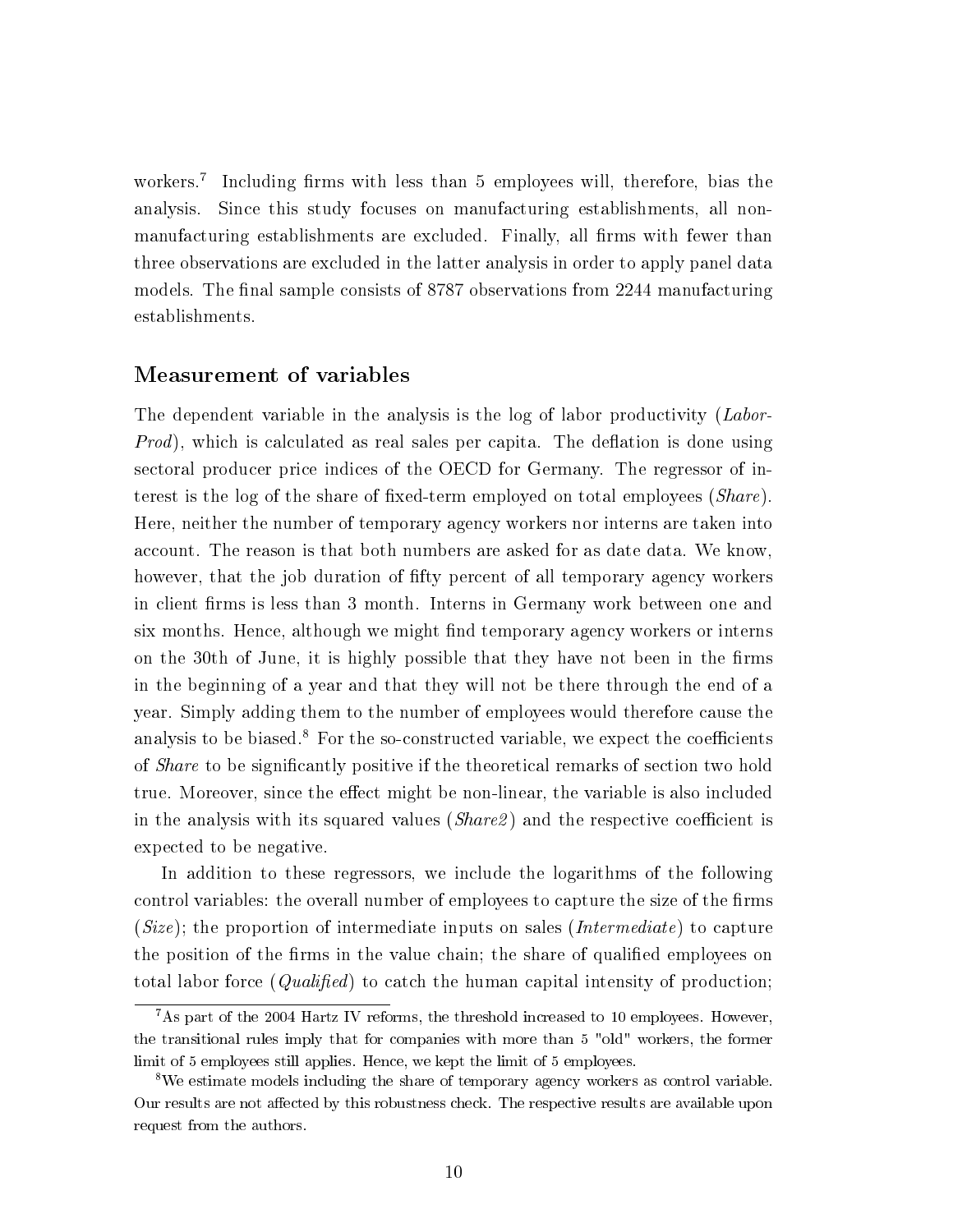workers.[7] Including firms with less than 5 employees will, therefore, bias the analysis. Since this study focuses on manufacturing establishments, all non-manufacturing establishments are excluded. Finally, all firms with fewer than three observations are excluded in the latter analysis in order to apply panel data models. The final sample consists of 8787 observations from 2244 manufacturing establishments.

## Measurement of variables

The dependent variable in the analysis is the log of labor productivity (*LaborProd*), which is calculated as real sales per capita. The deflation is done using sectoral producer price indices of the OECD for Germany. The regressor of interest is the log of the share of fixed-term employed on total employees (*Share*). Here, neither the number of temporary agency workers nor interns are taken into account. The reason is that both numbers are asked for as date data. We know, however, that the job duration of fifty percent of all temporary agency workers in client firms is less than 3 month. Interns in Germany work between one and six months. Hence, although we might find temporary agency workers or interns on the 30th of June, it is highly possible that they have not been in the firms in the beginning of a year and that they will not be there through the end of a year. Simply adding them to the number of employees would therefore cause the analysis to be biased.[8] For the so-constructed variable, we expect the coefficients of *Share* to be significantly positive if the theoretical remarks of section two hold true. Moreover, since the effect might be non-linear, the variable is also included in the analysis with its squared values (*Share2*) and the respective coefficient is expected to be negative.

In addition to these regressors, we include the logarithms of the following control variables: the overall number of employees to capture the size of the firms (*Size*); the proportion of intermediate inputs on sales (*Intermediate*) to capture the position of the firms in the value chain; the share of qualified employees on total labor force (*Qualified*) to catch the human capital intensity of production;

[7] As part of the 2004 Hartz IV reforms, the threshold increased to 10 employees. However, the transitional rules imply that for companies with more than 5 "old" workers, the former limit of 5 employees still applies. Hence, we kept the limit of 5 employees.

[8] We estimate models including the share of temporary agency workers as control variable. Our results are not affected by this robustness check. The respective results are available upon request from the authors.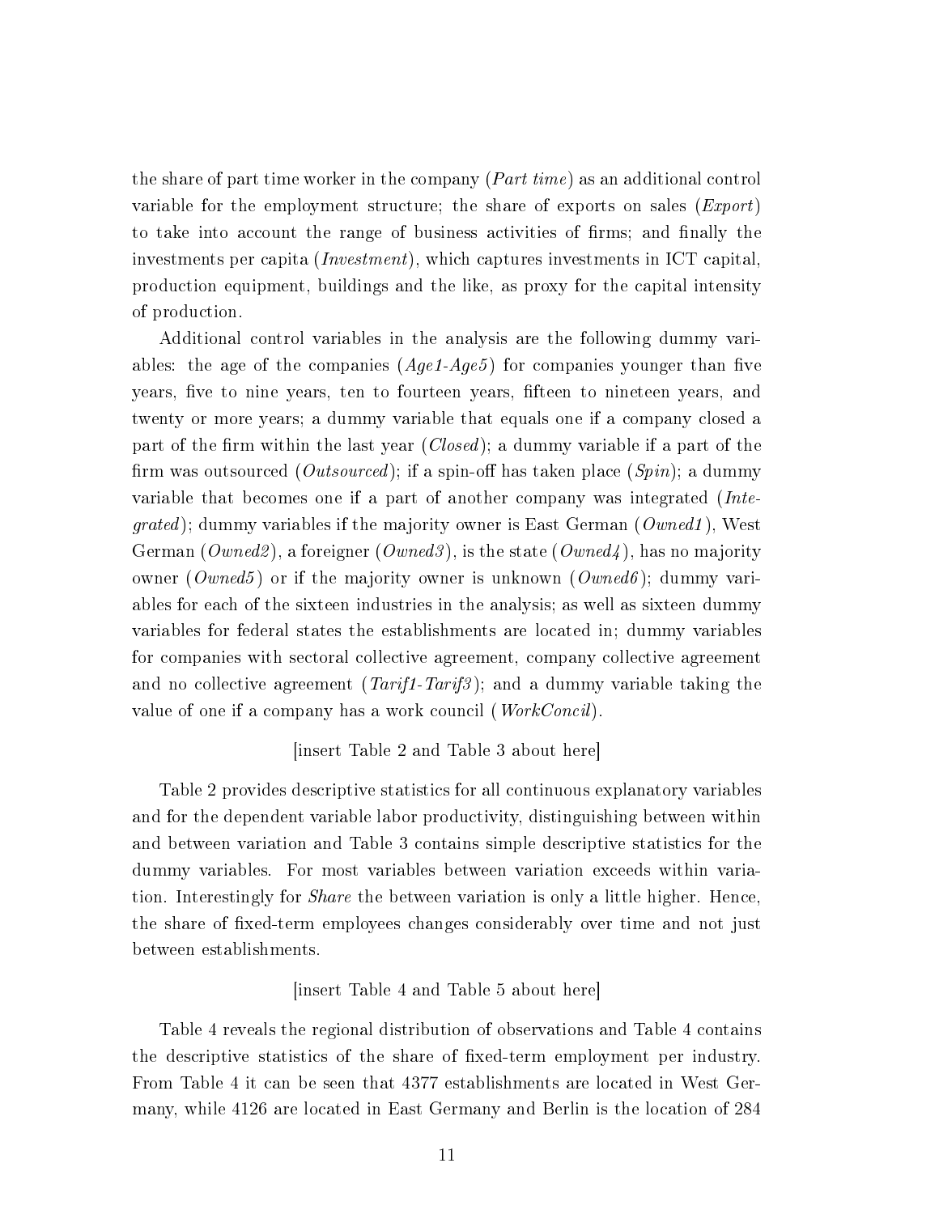the share of part time worker in the company (*Part time*) as an additional control variable for the employment structure; the share of exports on sales (*Export*) to take into account the range of business activities of firms; and finally the investments per capita (*Investment*), which captures investments in ICT capital, production equipment, buildings and the like, as proxy for the capital intensity of production.

Additional control variables in the analysis are the following dummy variables: the age of the companies (*Age1-Age5*) for companies younger than five years, five to nine years, ten to fourteen years, fifteen to nineteen years, and twenty or more years; a dummy variable that equals one if a company closed a part of the firm within the last year (*Closed*); a dummy variable if a part of the firm was outsourced (*Outsourced*); if a spin-off has taken place (*Spin*); a dummy variable that becomes one if a part of another company was integrated (*Integrated*); dummy variables if the majority owner is East German (*Owned1*), West German (*Owned2*), a foreigner (*Owned3*), is the state (*Owned4*), has no majority owner (*Owned5*) or if the majority owner is unknown (*Owned6*); dummy variables for each of the sixteen industries in the analysis; as well as sixteen dummy variables for federal states the establishments are located in; dummy variables for companies with sectoral collective agreement, company collective agreement and no collective agreement (*Tarif1-Tarif3*); and a dummy variable taking the value of one if a company has a work council (*WorkConcil*).

[insert Table 2 and Table 3 about here]

Table 2 provides descriptive statistics for all continuous explanatory variables and for the dependent variable labor productivity, distinguishing between within and between variation and Table 3 contains simple descriptive statistics for the dummy variables. For most variables between variation exceeds within variation. Interestingly for *Share* the between variation is only a little higher. Hence, the share of fixed-term employees changes considerably over time and not just between establishments.

[insert Table 4 and Table 5 about here]

Table 4 reveals the regional distribution of observations and Table 4 contains the descriptive statistics of the share of fixed-term employment per industry. From Table 4 it can be seen that 4377 establishments are located in West Germany, while 4126 are located in East Germany and Berlin is the location of 284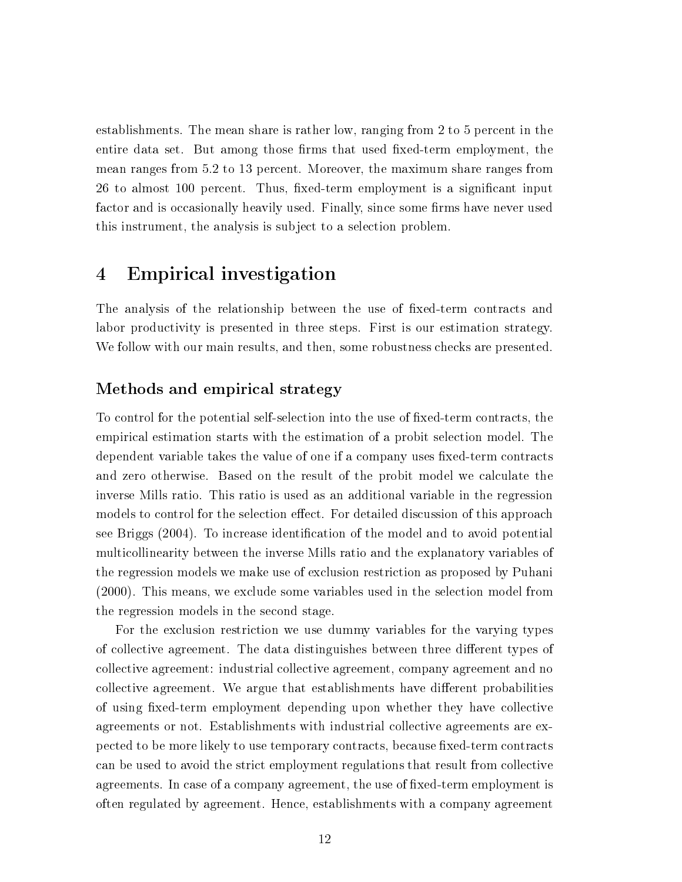establishments. The mean share is rather low, ranging from 2 to 5 percent in the entire data set. But among those firms that used fixed-term employment, the mean ranges from 5.2 to 13 percent. Moreover, the maximum share ranges from 26 to almost 100 percent. Thus, fixed-term employment is a significant input factor and is occasionally heavily used. Finally, since some firms have never used this instrument, the analysis is subject to a selection problem.

# 4 Empirical investigation

The analysis of the relationship between the use of fixed-term contracts and labor productivity is presented in three steps. First is our estimation strategy. We follow with our main results, and then, some robustness checks are presented.

### Methods and empirical strategy

To control for the potential self-selection into the use of fixed-term contracts, the empirical estimation starts with the estimation of a probit selection model. The dependent variable takes the value of one if a company uses fixed-term contracts and zero otherwise. Based on the result of the probit model we calculate the inverse Mills ratio. This ratio is used as an additional variable in the regression models to control for the selection effect. For detailed discussion of this approach see Briggs (2004). To increase identification of the model and to avoid potential multicollinearity between the inverse Mills ratio and the explanatory variables of the regression models we make use of exclusion restriction as proposed by Puhani (2000). This means, we exclude some variables used in the selection model from the regression models in the second stage.

For the exclusion restriction we use dummy variables for the varying types of collective agreement. The data distinguishes between three different types of collective agreement: industrial collective agreement, company agreement and no collective agreement. We argue that establishments have different probabilities of using fixed-term employment depending upon whether they have collective agreements or not. Establishments with industrial collective agreements are expected to be more likely to use temporary contracts, because fixed-term contracts can be used to avoid the strict employment regulations that result from collective agreements. In case of a company agreement, the use of fixed-term employment is often regulated by agreement. Hence, establishments with a company agreement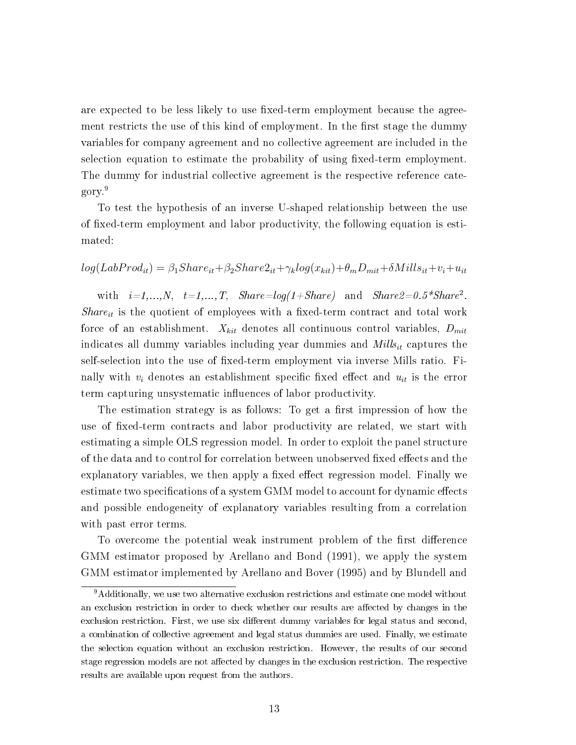are expected to be less likely to use fixed-term employment because the agreement restricts the use of this kind of employment. In the first stage the dummy variables for company agreement and no collective agreement are included in the selection equation to estimate the probability of using fixed-term employment. The dummy for industrial collective agreement is the respective reference category.[9]

To test the hypothesis of an inverse U-shaped relationship between the use of fixed-term employment and labor productivity, the following equation is estimated:

$$log(LabProd_{it}) = \beta_1 Share_{it} + \beta_2 Share2_{it} + \gamma_k log(x_{kit}) + \theta_m D_{mit} + \delta Mills_{it} + v_i + u_{it}$$

with $i$=1,...,$N$, $t$=1,..., $T$, $Share$=$log(1+Share)$ and $Share2$=$0.5*Share^2$. $Share_{it}$ is the quotient of employees with a fixed-term contract and total work force of an establishment. $X_{kit}$ denotes all continuous control variables, $D_{mit}$ indicates all dummy variables including year dummies and $Mills_{it}$ captures the self-selection into the use of fixed-term employment via inverse Mills ratio. Finally with $v_i$ denotes an establishment specific fixed effect and $u_{it}$ is the error term capturing unsystematic influences of labor productivity.

The estimation strategy is as follows: To get a first impression of how the use of fixed-term contracts and labor productivity are related, we start with estimating a simple OLS regression model. In order to exploit the panel structure of the data and to control for correlation between unobserved fixed effects and the explanatory variables, we then apply a fixed effect regression model. Finally we estimate two specifications of a system GMM model to account for dynamic effects and possible endogeneity of explanatory variables resulting from a correlation with past error terms.

To overcome the potential weak instrument problem of the first difference GMM estimator proposed by Arellano and Bond (1991), we apply the system GMM estimator implemented by Arellano and Bover (1995) and by Blundell and

[9] Additionally, we use two alternative exclusion restrictions and estimate one model without an exclusion restriction in order to check whether our results are affected by changes in the exclusion restriction. First, we use six different dummy variables for legal status and second, a combination of collective agreement and legal status dummies are used. Finally, we estimate the selection equation without an exclusion restriction. However, the results of our second stage regression models are not affected by changes in the exclusion restriction. The respective results are available upon request from the authors.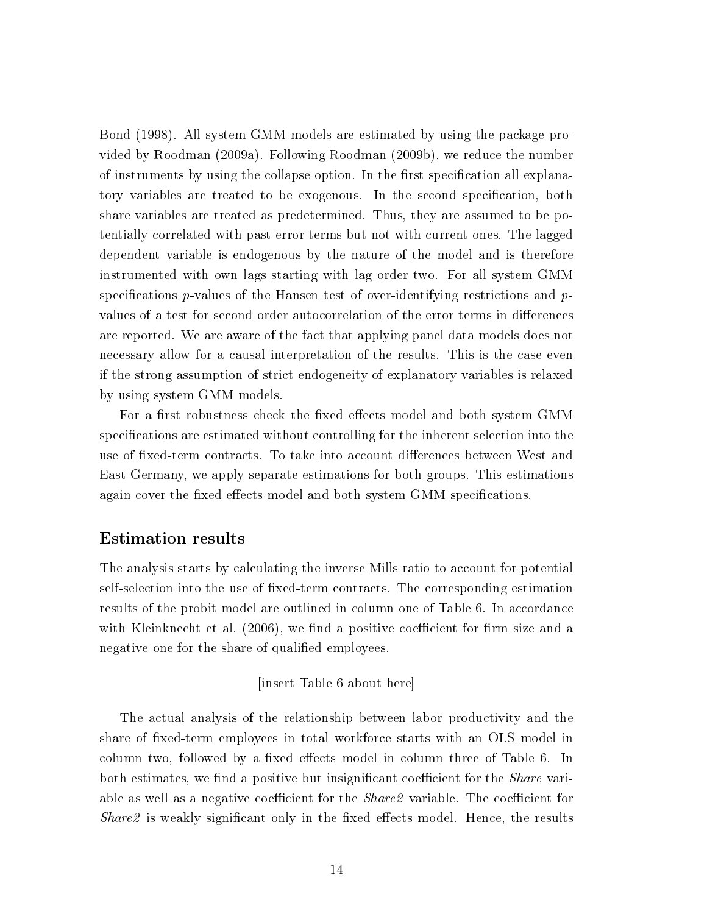Bond (1998). All system GMM models are estimated by using the package provided by Roodman (2009a). Following Roodman (2009b), we reduce the number of instruments by using the collapse option. In the first specification all explanatory variables are treated to be exogenous. In the second specification, both share variables are treated as predetermined. Thus, they are assumed to be potentially correlated with past error terms but not with current ones. The lagged dependent variable is endogenous by the nature of the model and is therefore instrumented with own lags starting with lag order two. For all system GMM specifications $p$-values of the Hansen test of over-identifying restrictions and $p$-values of a test for second order autocorrelation of the error terms in differences are reported. We are aware of the fact that applying panel data models does not necessary allow for a causal interpretation of the results. This is the case even if the strong assumption of strict endogeneity of explanatory variables is relaxed by using system GMM models.

For a first robustness check the fixed effects model and both system GMM specifications are estimated without controlling for the inherent selection into the use of fixed-term contracts. To take into account differences between West and East Germany, we apply separate estimations for both groups. This estimations again cover the fixed effects model and both system GMM specifications.

## Estimation results

The analysis starts by calculating the inverse Mills ratio to account for potential self-selection into the use of fixed-term contracts. The corresponding estimation results of the probit model are outlined in column one of Table 6. In accordance with Kleinknecht et al. (2006), we find a positive coefficient for firm size and a negative one for the share of qualified employees.

[insert Table 6 about here]

The actual analysis of the relationship between labor productivity and the share of fixed-term employees in total workforce starts with an OLS model in column two, followed by a fixed effects model in column three of Table 6. In both estimates, we find a positive but insignificant coefficient for the *Share* variable as well as a negative coefficient for the *Share2* variable. The coefficient for *Share2* is weakly significant only in the fixed effects model. Hence, the results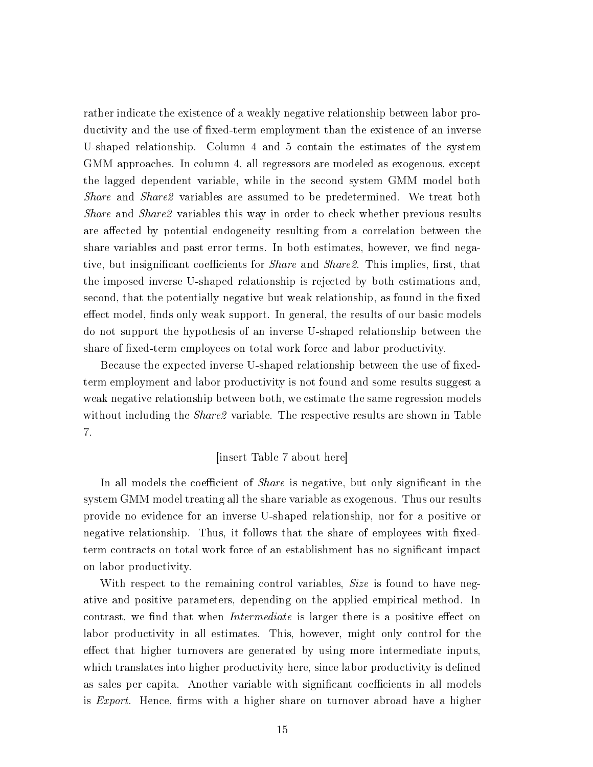rather indicate the existence of a weakly negative relationship between labor productivity and the use of fixed-term employment than the existence of an inverse U-shaped relationship. Column 4 and 5 contain the estimates of the system GMM approaches. In column 4, all regressors are modeled as exogenous, except the lagged dependent variable, while in the second system GMM model both *Share* and *Share2* variables are assumed to be predetermined. We treat both *Share* and *Share2* variables this way in order to check whether previous results are affected by potential endogeneity resulting from a correlation between the share variables and past error terms. In both estimates, however, we find negative, but insignificant coefficients for *Share* and *Share2*. This implies, first, that the imposed inverse U-shaped relationship is rejected by both estimations and, second, that the potentially negative but weak relationship, as found in the fixed effect model, finds only weak support. In general, the results of our basic models do not support the hypothesis of an inverse U-shaped relationship between the share of fixed-term employees on total work force and labor productivity.

Because the expected inverse U-shaped relationship between the use of fixed-term employment and labor productivity is not found and some results suggest a weak negative relationship between both, we estimate the same regression models without including the *Share2* variable. The respective results are shown in Table 7.

[insert Table 7 about here]

In all models the coefficient of *Share* is negative, but only significant in the system GMM model treating all the share variable as exogenous. Thus our results provide no evidence for an inverse U-shaped relationship, nor for a positive or negative relationship. Thus, it follows that the share of employees with fixed-term contracts on total work force of an establishment has no significant impact on labor productivity.

With respect to the remaining control variables, *Size* is found to have negative and positive parameters, depending on the applied empirical method. In contrast, we find that when *Intermediate* is larger there is a positive effect on labor productivity in all estimates. This, however, might only control for the effect that higher turnovers are generated by using more intermediate inputs, which translates into higher productivity here, since labor productivity is defined as sales per capita. Another variable with significant coefficients in all models is *Export*. Hence, firms with a higher share on turnover abroad have a higher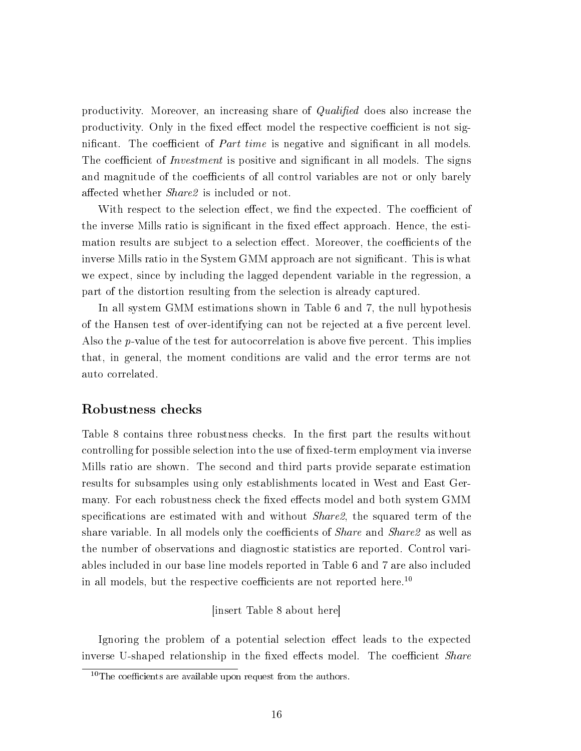productivity. Moreover, an increasing share of *Qualified* does also increase the productivity. Only in the fixed effect model the respective coefficient is not significant. The coefficient of *Part time* is negative and significant in all models. The coefficient of *Investment* is positive and significant in all models. The signs and magnitude of the coefficients of all control variables are not or only barely affected whether *Share2* is included or not.

With respect to the selection effect, we find the expected. The coefficient of the inverse Mills ratio is significant in the fixed effect approach. Hence, the estimation results are subject to a selection effect. Moreover, the coefficients of the inverse Mills ratio in the System GMM approach are not significant. This is what we expect, since by including the lagged dependent variable in the regression, a part of the distortion resulting from the selection is already captured.

In all system GMM estimations shown in Table 6 and 7, the null hypothesis of the Hansen test of over-identifying can not be rejected at a five percent level. Also the $p$-value of the test for autocorrelation is above five percent. This implies that, in general, the moment conditions are valid and the error terms are not auto correlated.

## Robustness checks

Table 8 contains three robustness checks. In the first part the results without controlling for possible selection into the use of fixed-term employment via inverse Mills ratio are shown. The second and third parts provide separate estimation results for subsamples using only establishments located in West and East Germany. For each robustness check the fixed effects model and both system GMM specifications are estimated with and without *Share2*, the squared term of the share variable. In all models only the coefficients of *Share* and *Share2* as well as the number of observations and diagnostic statistics are reported. Control variables included in our base line models reported in Table 6 and 7 are also included in all models, but the respective coefficients are not reported here.[10]

[insert Table 8 about here]

Ignoring the problem of a potential selection effect leads to the expected inverse U-shaped relationship in the fixed effects model. The coefficient *Share*

[10] The coefficients are available upon request from the authors.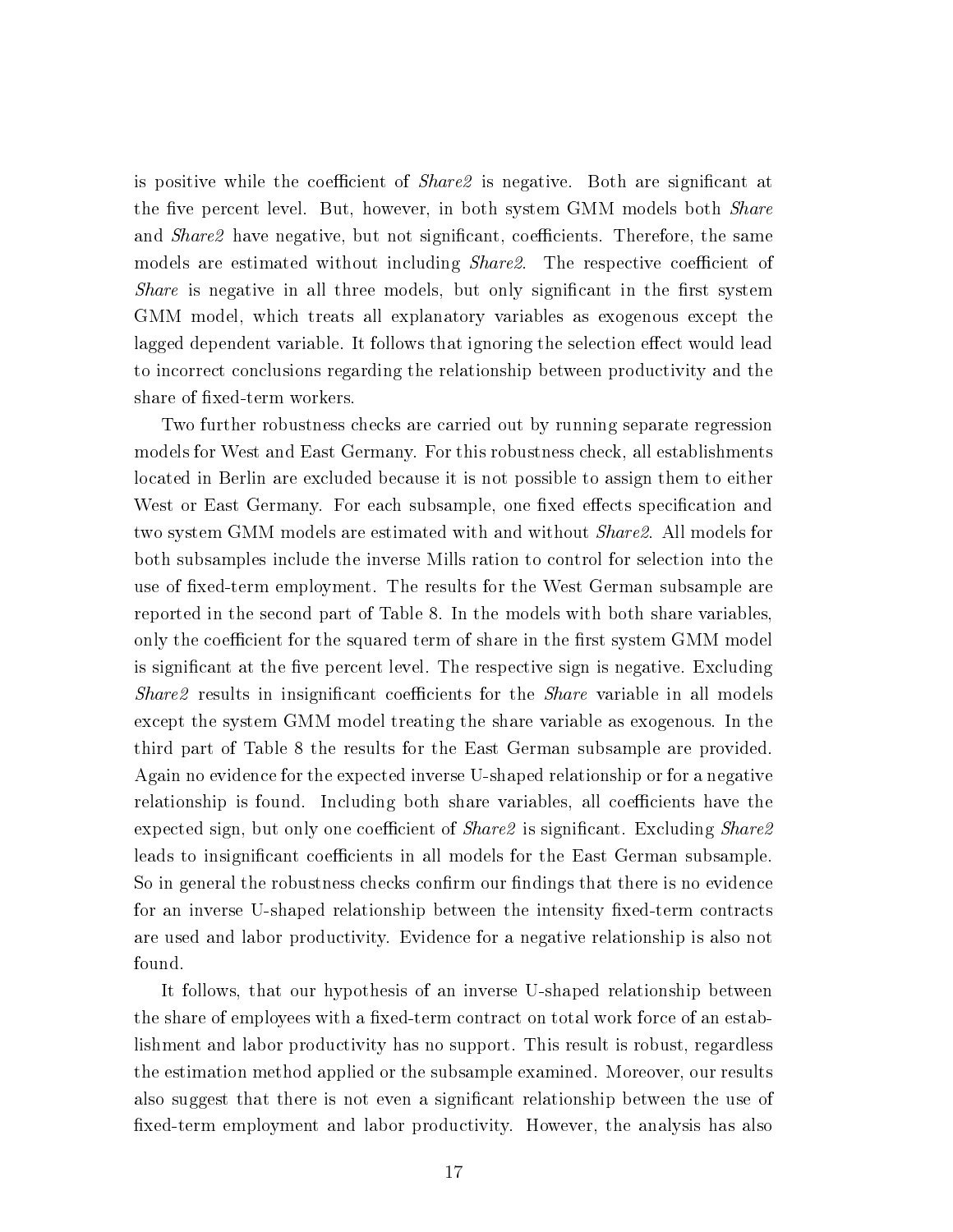is positive while the coefficient of *Share2* is negative. Both are significant at the five percent level. But, however, in both system GMM models both *Share* and *Share2* have negative, but not significant, coefficients. Therefore, the same models are estimated without including *Share2*. The respective coefficient of *Share* is negative in all three models, but only significant in the first system GMM model, which treats all explanatory variables as exogenous except the lagged dependent variable. It follows that ignoring the selection effect would lead to incorrect conclusions regarding the relationship between productivity and the share of fixed-term workers.

Two further robustness checks are carried out by running separate regression models for West and East Germany. For this robustness check, all establishments located in Berlin are excluded because it is not possible to assign them to either West or East Germany. For each subsample, one fixed effects specification and two system GMM models are estimated with and without *Share2*. All models for both subsamples include the inverse Mills ration to control for selection into the use of fixed-term employment. The results for the West German subsample are reported in the second part of Table 8. In the models with both share variables, only the coefficient for the squared term of share in the first system GMM model is significant at the five percent level. The respective sign is negative. Excluding *Share2* results in insignificant coefficients for the *Share* variable in all models except the system GMM model treating the share variable as exogenous. In the third part of Table 8 the results for the East German subsample are provided. Again no evidence for the expected inverse U-shaped relationship or for a negative relationship is found. Including both share variables, all coefficients have the expected sign, but only one coefficient of *Share2* is significant. Excluding *Share2* leads to insignificant coefficients in all models for the East German subsample. So in general the robustness checks confirm our findings that there is no evidence for an inverse U-shaped relationship between the intensity fixed-term contracts are used and labor productivity. Evidence for a negative relationship is also not found.

It follows, that our hypothesis of an inverse U-shaped relationship between the share of employees with a fixed-term contract on total work force of an establishment and labor productivity has no support. This result is robust, regardless the estimation method applied or the subsample examined. Moreover, our results also suggest that there is not even a significant relationship between the use of fixed-term employment and labor productivity. However, the analysis has also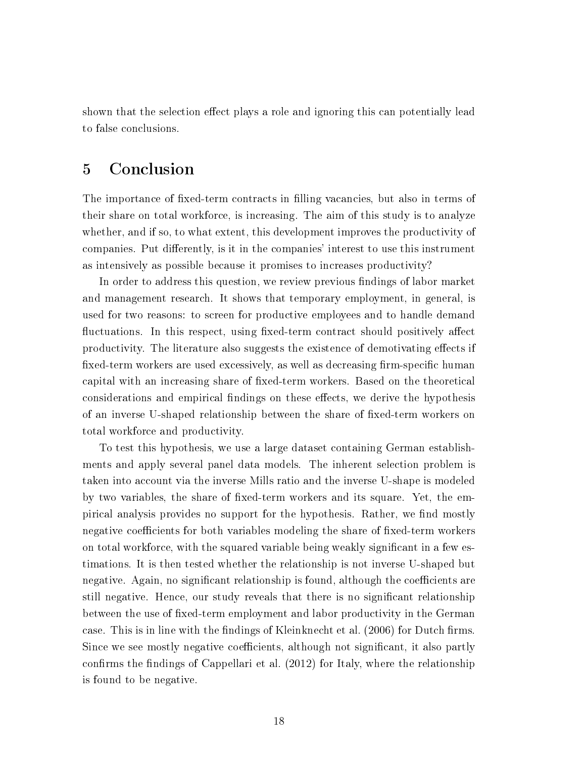shown that the selection effect plays a role and ignoring this can potentially lead to false conclusions.

# 5 Conclusion

The importance of fixed-term contracts in filling vacancies, but also in terms of their share on total workforce, is increasing. The aim of this study is to analyze whether, and if so, to what extent, this development improves the productivity of companies. Put differently, is it in the companies' interest to use this instrument as intensively as possible because it promises to increases productivity?

In order to address this question, we review previous findings of labor market and management research. It shows that temporary employment, in general, is used for two reasons: to screen for productive employees and to handle demand fluctuations. In this respect, using fixed-term contract should positively affect productivity. The literature also suggests the existence of demotivating effects if fixed-term workers are used excessively, as well as decreasing firm-specific human capital with an increasing share of fixed-term workers. Based on the theoretical considerations and empirical findings on these effects, we derive the hypothesis of an inverse U-shaped relationship between the share of fixed-term workers on total workforce and productivity.

To test this hypothesis, we use a large dataset containing German establishments and apply several panel data models. The inherent selection problem is taken into account via the inverse Mills ratio and the inverse U-shape is modeled by two variables, the share of fixed-term workers and its square. Yet, the empirical analysis provides no support for the hypothesis. Rather, we find mostly negative coefficients for both variables modeling the share of fixed-term workers on total workforce, with the squared variable being weakly significant in a few estimations. It is then tested whether the relationship is not inverse U-shaped but negative. Again, no significant relationship is found, although the coefficients are still negative. Hence, our study reveals that there is no significant relationship between the use of fixed-term employment and labor productivity in the German case. This is in line with the findings of Kleinknecht et al. (2006) for Dutch firms. Since we see mostly negative coefficients, although not significant, it also partly confirms the findings of Cappellari et al. (2012) for Italy, where the relationship is found to be negative.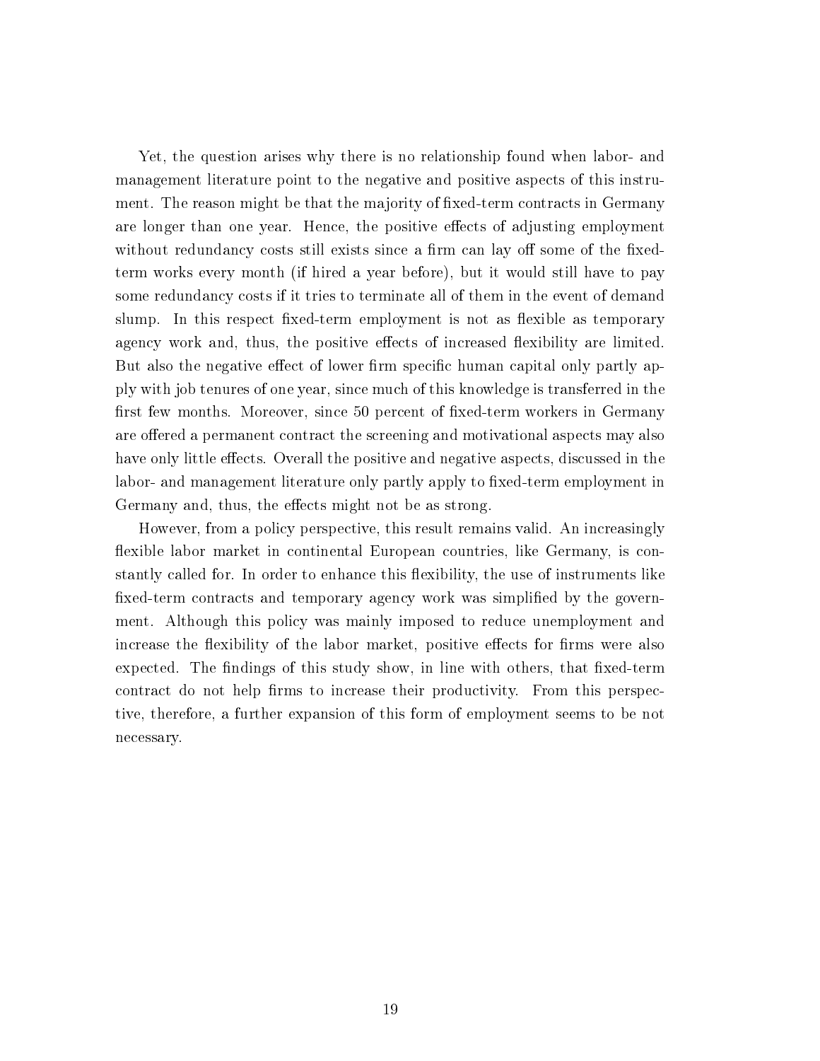Yet, the question arises why there is no relationship found when labor- and management literature point to the negative and positive aspects of this instrument. The reason might be that the majority of fixed-term contracts in Germany are longer than one year. Hence, the positive effects of adjusting employment without redundancy costs still exists since a firm can lay off some of the fixed-term works every month (if hired a year before), but it would still have to pay some redundancy costs if it tries to terminate all of them in the event of demand slump. In this respect fixed-term employment is not as flexible as temporary agency work and, thus, the positive effects of increased flexibility are limited. But also the negative effect of lower firm specific human capital only partly apply with job tenures of one year, since much of this knowledge is transferred in the first few months. Moreover, since 50 percent of fixed-term workers in Germany are offered a permanent contract the screening and motivational aspects may also have only little effects. Overall the positive and negative aspects, discussed in the labor- and management literature only partly apply to fixed-term employment in Germany and, thus, the effects might not be as strong.

However, from a policy perspective, this result remains valid. An increasingly flexible labor market in continental European countries, like Germany, is constantly called for. In order to enhance this flexibility, the use of instruments like fixed-term contracts and temporary agency work was simplified by the government. Although this policy was mainly imposed to reduce unemployment and increase the flexibility of the labor market, positive effects for firms were also expected. The findings of this study show, in line with others, that fixed-term contract do not help firms to increase their productivity. From this perspective, therefore, a further expansion of this form of employment seems to be not necessary.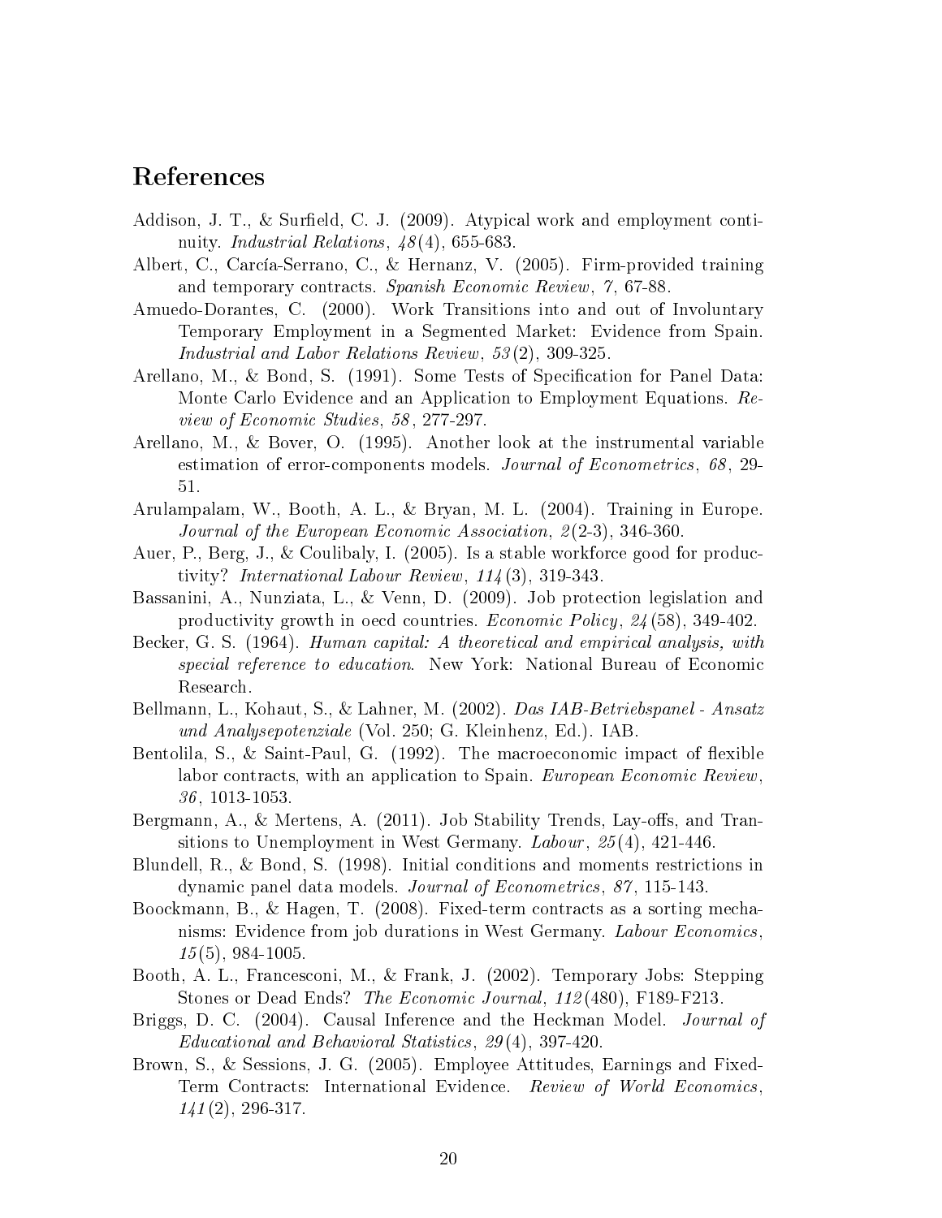## References

Addison, J. T., & Surfield, C. J. (2009). Atypical work and employment continuity. *Industrial Relations*, *48*(4), 655-683.

Albert, C., Carcía-Serrano, C., & Hernanz, V. (2005). Firm-provided training and temporary contracts. *Spanish Economic Review*, *7*, 67-88.

Amuedo-Dorantes, C. (2000). Work Transitions into and out of Involuntary Temporary Employment in a Segmented Market: Evidence from Spain. *Industrial and Labor Relations Review*, *53*(2), 309-325.

Arellano, M., & Bond, S. (1991). Some Tests of Specification for Panel Data: Monte Carlo Evidence and an Application to Employment Equations. *Review of Economic Studies*, *58*, 277-297.

Arellano, M., & Bover, O. (1995). Another look at the instrumental variable estimation of error-components models. *Journal of Econometrics*, *68*, 29-51.

Arulampalam, W., Booth, A. L., & Bryan, M. L. (2004). Training in Europe. *Journal of the European Economic Association*, *2*(2-3), 346-360.

Auer, P., Berg, J., & Coulibaly, I. (2005). Is a stable workforce good for productivity? *International Labour Review*, *114*(3), 319-343.

Bassanini, A., Nunziata, L., & Venn, D. (2009). Job protection legislation and productivity growth in oecd countries. *Economic Policy*, *24*(58), 349-402.

Becker, G. S. (1964). *Human capital: A theoretical and empirical analysis, with special reference to education*. New York: National Bureau of Economic Research.

Bellmann, L., Kohaut, S., & Lahner, M. (2002). *Das IAB-Betriebspanel - Ansatz und Analysepotenziale* (Vol. 250; G. Kleinhenz, Ed.). IAB.

Bentolila, S., & Saint-Paul, G. (1992). The macroeconomic impact of flexible labor contracts, with an application to Spain. *European Economic Review*, *36*, 1013-1053.

Bergmann, A., & Mertens, A. (2011). Job Stability Trends, Lay-offs, and Transitions to Unemployment in West Germany. *Labour*, *25*(4), 421-446.

Blundell, R., & Bond, S. (1998). Initial conditions and moments restrictions in dynamic panel data models. *Journal of Econometrics*, *87*, 115-143.

Boockmann, B., & Hagen, T. (2008). Fixed-term contracts as a sorting mechanisms: Evidence from job durations in West Germany. *Labour Economics*, *15*(5), 984-1005.

Booth, A. L., Francesconi, M., & Frank, J. (2002). Temporary Jobs: Stepping Stones or Dead Ends? *The Economic Journal*, *112*(480), F189-F213.

Briggs, D. C. (2004). Causal Inference and the Heckman Model. *Journal of Educational and Behavioral Statistics*, *29*(4), 397-420.

Brown, S., & Sessions, J. G. (2005). Employee Attitudes, Earnings and Fixed-Term Contracts: International Evidence. *Review of World Economics*, *141*(2), 296-317.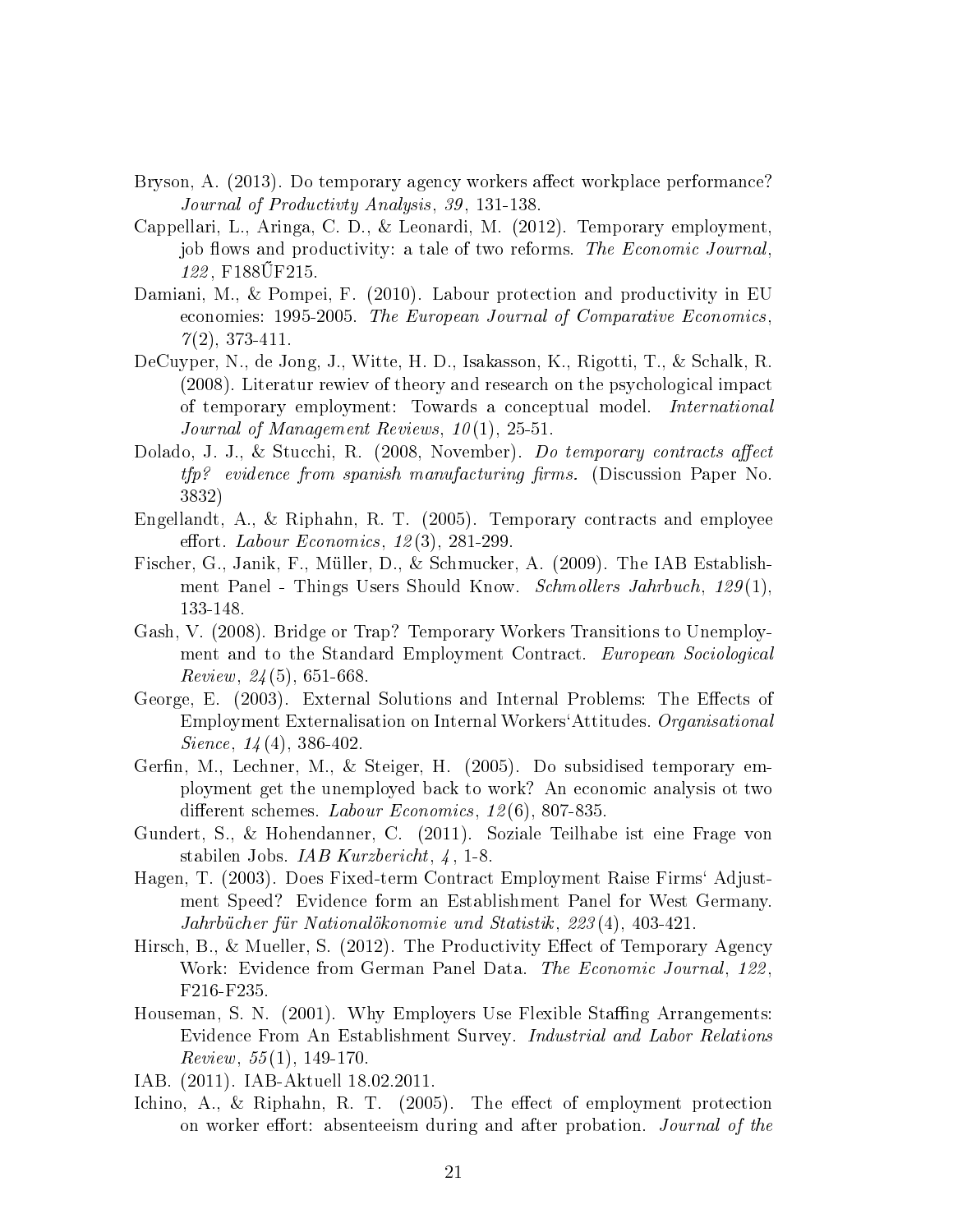Bryson, A. (2013). Do temporary agency workers affect workplace performance? *Journal of Productivty Analysis*, *39*, 131-138.

Cappellari, L., Aringa, C. D., & Leonardi, M. (2012). Temporary employment, job flows and productivity: a tale of two reforms. *The Economic Journal*, *122*, F188ŰF215.

Damiani, M., & Pompei, F. (2010). Labour protection and productivity in EU economies: 1995-2005. *The European Journal of Comparative Economics*, *7*(2), 373-411.

DeCuyper, N., de Jong, J., Witte, H. D., Isakasson, K., Rigotti, T., & Schalk, R. (2008). Literatur rewiev of theory and research on the psychological impact of temporary employment: Towards a conceptual model. *International Journal of Management Reviews*, *10*(1), 25-51.

Dolado, J. J., & Stucchi, R. (2008, November). *Do temporary contracts affect tfp? evidence from spanish manufacturing firms.* (Discussion Paper No. 3832)

Engellandt, A., & Riphahn, R. T. (2005). Temporary contracts and employee effort. *Labour Economics*, *12*(3), 281-299.

Fischer, G., Janik, F., Müller, D., & Schmucker, A. (2009). The IAB Establishment Panel - Things Users Should Know. *Schmollers Jahrbuch*, *129*(1), 133-148.

Gash, V. (2008). Bridge or Trap? Temporary Workers Transitions to Unemployment and to the Standard Employment Contract. *European Sociological Review*, *24*(5), 651-668.

George, E. (2003). External Solutions and Internal Problems: The Effects of Employment Externalisation on Internal Workers'Attitudes. *Organisational Sience*, *14*(4), 386-402.

Gerfin, M., Lechner, M., & Steiger, H. (2005). Do subsidised temporary employment get the unemployed back to work? An economic analysis ot two different schemes. *Labour Economics*, *12*(6), 807-835.

Gundert, S., & Hohendanner, C. (2011). Soziale Teilhabe ist eine Frage von stabilen Jobs. *IAB Kurzbericht*, *4*, 1-8.

Hagen, T. (2003). Does Fixed-term Contract Employment Raise Firms' Adjustment Speed? Evidence form an Establishment Panel for West Germany. *Jahrbücher für Nationalökonomie und Statistik*, *223*(4), 403-421.

Hirsch, B., & Mueller, S. (2012). The Productivity Effect of Temporary Agency Work: Evidence from German Panel Data. *The Economic Journal*, *122*, F216-F235.

Houseman, S. N. (2001). Why Employers Use Flexible Staffing Arrangements: Evidence From An Establishment Survey. *Industrial and Labor Relations Review*, *55*(1), 149-170.

IAB. (2011). IAB-Aktuell 18.02.2011.

Ichino, A., & Riphahn, R. T. (2005). The effect of employment protection on worker effort: absenteeism during and after probation. *Journal of the*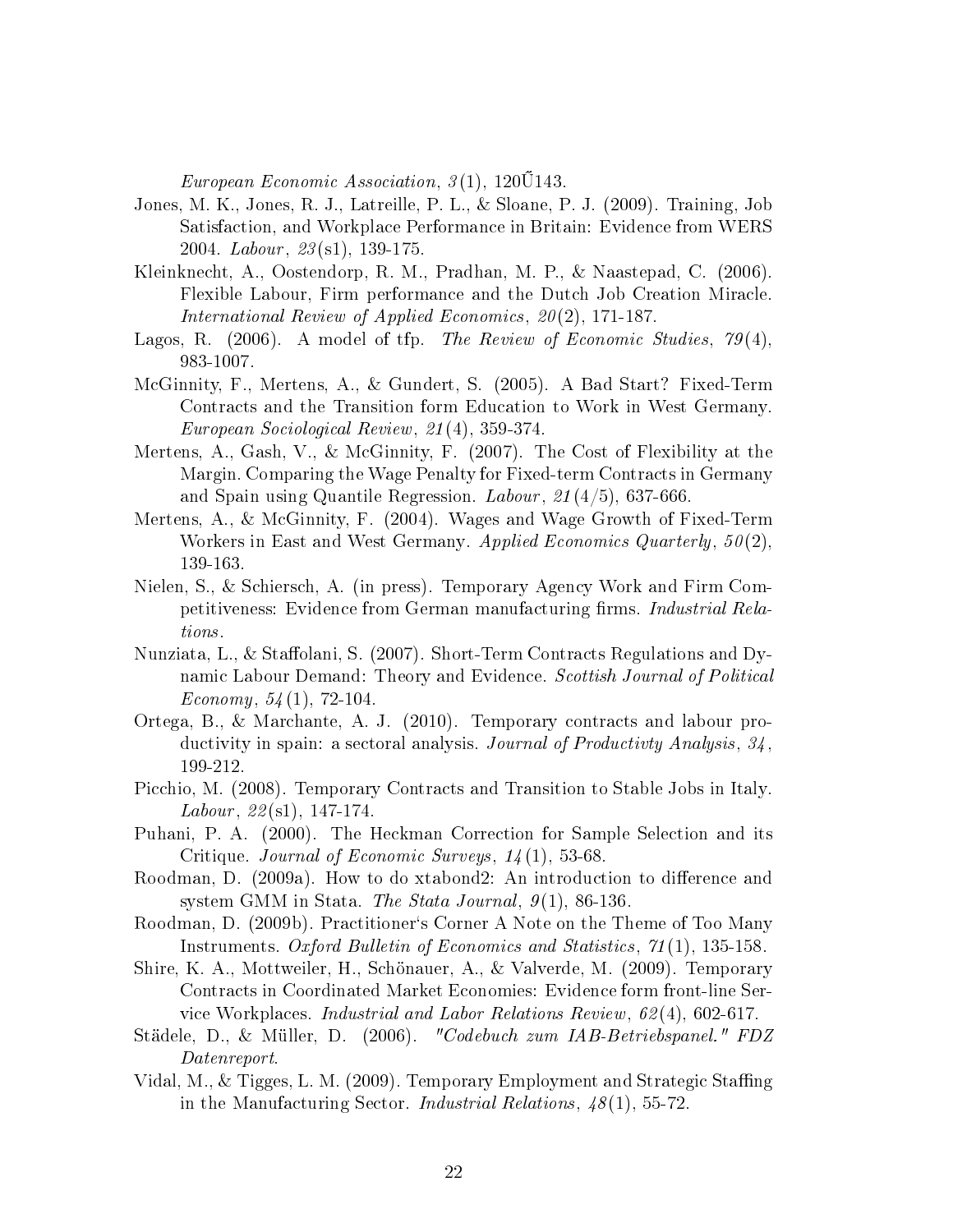*European Economic Association*, *3*(1), 120Ũ143.

Jones, M. K., Jones, R. J., Latreille, P. L., & Sloane, P. J. (2009). Training, Job Satisfaction, and Workplace Performance in Britain: Evidence from WERS 2004. *Labour*, *23*(s1), 139-175.

Kleinknecht, A., Oostendorp, R. M., Pradhan, M. P., & Naastepad, C. (2006). Flexible Labour, Firm performance and the Dutch Job Creation Miracle. *International Review of Applied Economics*, *20*(2), 171-187.

Lagos, R. (2006). A model of tfp. *The Review of Economic Studies*, *79*(4), 983-1007.

McGinnity, F., Mertens, A., & Gundert, S. (2005). A Bad Start? Fixed-Term Contracts and the Transition form Education to Work in West Germany. *European Sociological Review*, *21*(4), 359-374.

Mertens, A., Gash, V., & McGinnity, F. (2007). The Cost of Flexibility at the Margin. Comparing the Wage Penalty for Fixed-term Contracts in Germany and Spain using Quantile Regression. *Labour*, *21*(4/5), 637-666.

Mertens, A., & McGinnity, F. (2004). Wages and Wage Growth of Fixed-Term Workers in East and West Germany. *Applied Economics Quarterly*, *50*(2), 139-163.

Nielen, S., & Schiersch, A. (in press). Temporary Agency Work and Firm Competitiveness: Evidence from German manufacturing firms. *Industrial Relations*.

Nunziata, L., & Staffolani, S. (2007). Short-Term Contracts Regulations and Dynamic Labour Demand: Theory and Evidence. *Scottish Journal of Political Economy*, *54*(1), 72-104.

Ortega, B., & Marchante, A. J. (2010). Temporary contracts and labour productivity in spain: a sectoral analysis. *Journal of Productivty Analysis*, *34*, 199-212.

Picchio, M. (2008). Temporary Contracts and Transition to Stable Jobs in Italy. *Labour*, *22*(s1), 147-174.

Puhani, P. A. (2000). The Heckman Correction for Sample Selection and its Critique. *Journal of Economic Surveys*, *14*(1), 53-68.

Roodman, D. (2009a). How to do xtabond2: An introduction to difference and system GMM in Stata. *The Stata Journal*, *9*(1), 86-136.

Roodman, D. (2009b). Practitioner's Corner A Note on the Theme of Too Many Instruments. *Oxford Bulletin of Economics and Statistics*, *71*(1), 135-158.

Shire, K. A., Mottweiler, H., Schönauer, A., & Valverde, M. (2009). Temporary Contracts in Coordinated Market Economies: Evidence form front-line Service Workplaces. *Industrial and Labor Relations Review*, *62*(4), 602-617.

Städele, D., & Müller, D. (2006). *"Codebuch zum IAB-Betriebspanel." FDZ Datenreport*.

Vidal, M., & Tigges, L. M. (2009). Temporary Employment and Strategic Staffing in the Manufacturing Sector. *Industrial Relations*, *48*(1), 55-72.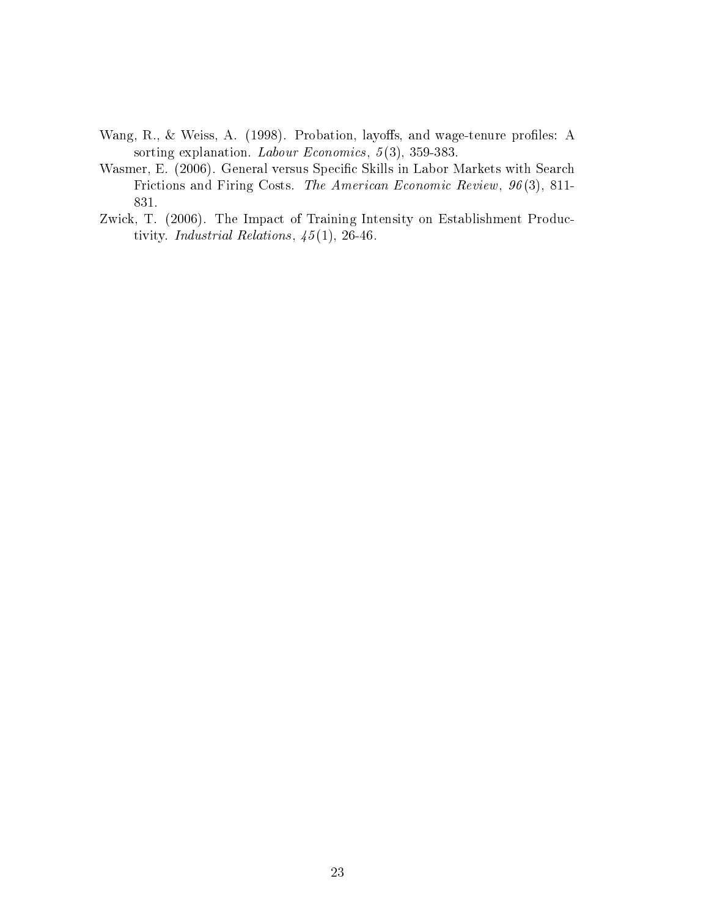Wang, R., & Weiss, A. (1998). Probation, layoffs, and wage-tenure profiles: A sorting explanation. *Labour Economics*, *5*(3), 359-383.

Wasmer, E. (2006). General versus Specific Skills in Labor Markets with Search Frictions and Firing Costs. *The American Economic Review*, *96*(3), 811-831.

Zwick, T. (2006). The Impact of Training Intensity on Establishment Productivity. *Industrial Relations*, *45*(1), 26-46.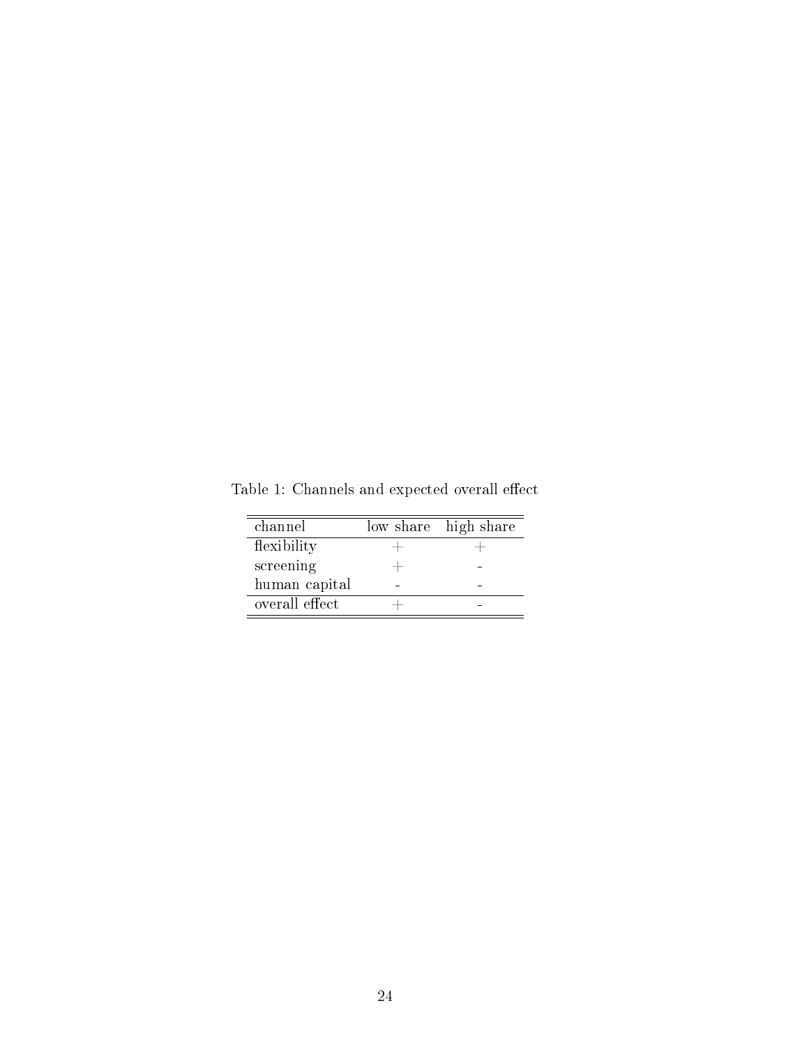Table 1: Channels and expected overall effect

| channel | low share | high share |
|---|---|---|
| flexibility | + | + |
| screening | + | - |
| human capital | - | - |
| overall effect | + | - |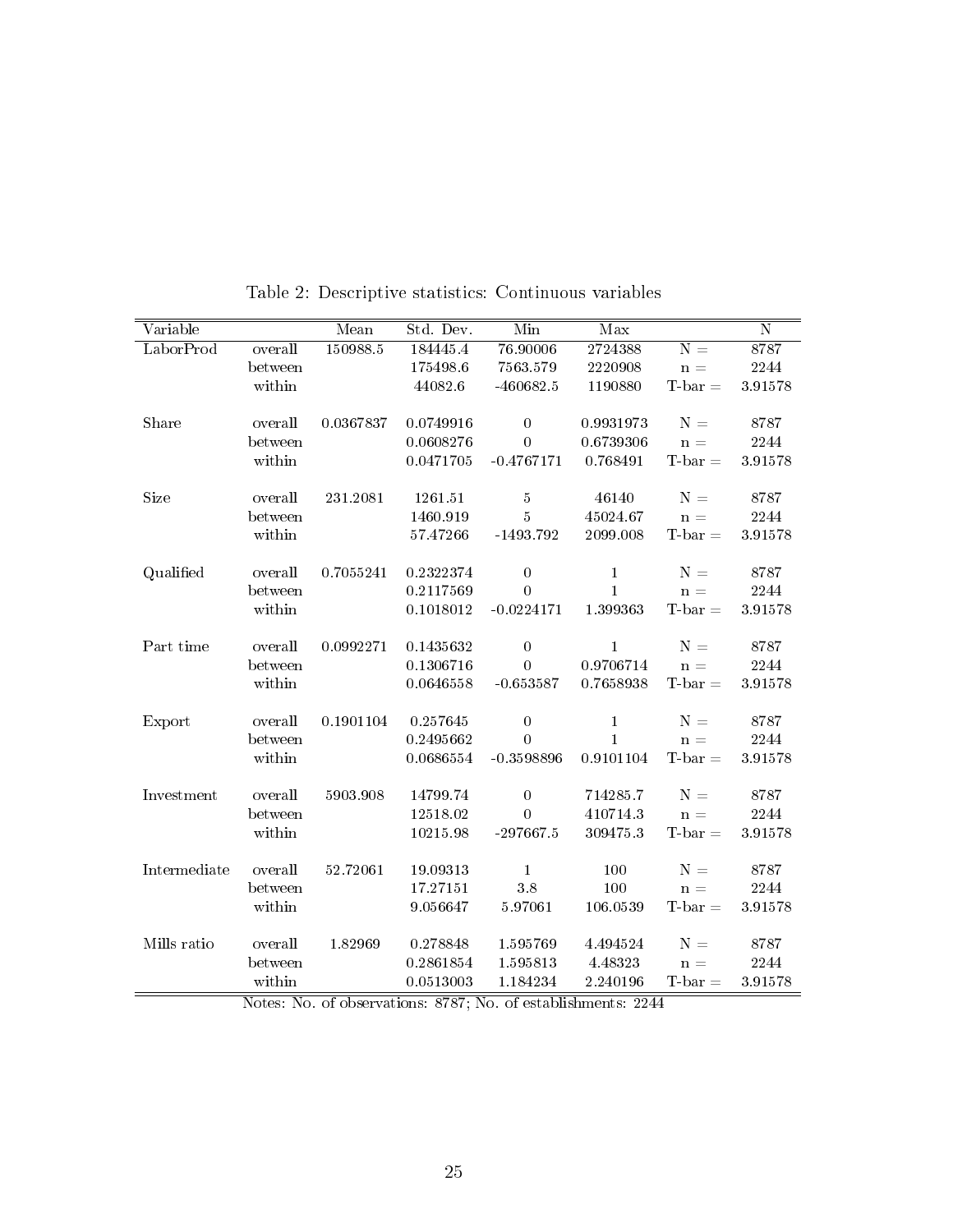Table 2: Descriptive statistics: Continuous variables

| Variable | | Mean | Std. Dev. | Min | Max | | N |
|---|---|---|---|---|---|---|---|
| LaborProd | overall | 150988.5 | 184445.4 | 76.90006 | 2724388 | N = | 8787 |
| | between | | 175498.6 | 7563.579 | 2220908 | n = | 2244 |
| | within | | 44082.6 | -460682.5 | 1190880 | T-bar = | 3.91578 |
| Share | overall | 0.0367837 | 0.0749916 | 0 | 0.9931973 | N = | 8787 |
| | between | | 0.0608276 | 0 | 0.6739306 | n = | 2244 |
| | within | | 0.0471705 | -0.4767171 | 0.768491 | T-bar = | 3.91578 |
| Size | overall | 231.2081 | 1261.51 | 5 | 46140 | N = | 8787 |
| | between | | 1460.919 | 5 | 45024.67 | n = | 2244 |
| | within | | 57.47266 | -1493.792 | 2099.008 | T-bar = | 3.91578 |
| Qualified | overall | 0.7055241 | 0.2322374 | 0 | 1 | N = | 8787 |
| | between | | 0.2117569 | 0 | 1 | n = | 2244 |
| | within | | 0.1018012 | -0.0224171 | 1.399363 | T-bar = | 3.91578 |
| Part time | overall | 0.0992271 | 0.1435632 | 0 | 1 | N = | 8787 |
| | between | | 0.1306716 | 0 | 0.9706714 | n = | 2244 |
| | within | | 0.0646558 | -0.653587 | 0.7658938 | T-bar = | 3.91578 |
| Export | overall | 0.1901104 | 0.257645 | 0 | 1 | N = | 8787 |
| | between | | 0.2495662 | 0 | 1 | n = | 2244 |
| | within | | 0.0686554 | -0.3598896 | 0.9101104 | T-bar = | 3.91578 |
| Investment | overall | 5903.908 | 14799.74 | 0 | 714285.7 | N = | 8787 |
| | between | | 12518.02 | 0 | 410714.3 | n = | 2244 |
| | within | | 10215.98 | -297667.5 | 309475.3 | T-bar = | 3.91578 |
| Intermediate | overall | 52.72061 | 19.09313 | 1 | 100 | N = | 8787 |
| | between | | 17.27151 | 3.8 | 100 | n = | 2244 |
| | within | | 9.056647 | 5.97061 | 106.0539 | T-bar = | 3.91578 |
| Mills ratio | overall | 1.82969 | 0.278848 | 1.595769 | 4.494524 | N = | 8787 |
| | between | | 0.2861854 | 1.595813 | 4.48323 | n = | 2244 |
| | within | | 0.0513003 | 1.184234 | 2.240196 | T-bar = | 3.91578 |

Notes: No. of observations: 8787; No. of establishments: 2244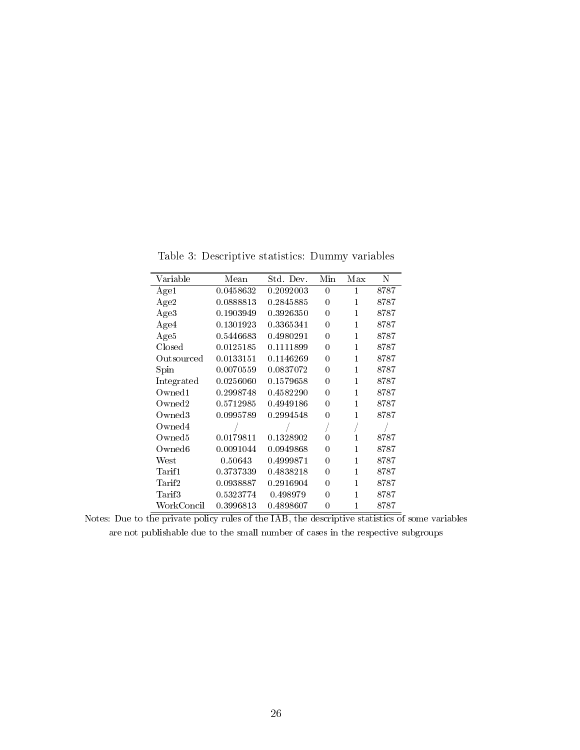Table 3: Descriptive statistics: Dummy variables

| Variable | Mean | Std. Dev. | Min | Max | N |
|---|---|---|---|---|---|
| Age1 | 0.0458632 | 0.2092003 | 0 | 1 | 8787 |
| Age2 | 0.0888813 | 0.2845885 | 0 | 1 | 8787 |
| Age3 | 0.1903949 | 0.3926350 | 0 | 1 | 8787 |
| Age4 | 0.1301923 | 0.3365341 | 0 | 1 | 8787 |
| Age5 | 0.5446683 | 0.4980291 | 0 | 1 | 8787 |
| Closed | 0.0125185 | 0.1111899 | 0 | 1 | 8787 |
| Outsourced | 0.0133151 | 0.1146269 | 0 | 1 | 8787 |
| Spin | 0.0070559 | 0.0837072 | 0 | 1 | 8787 |
| Integrated | 0.0256060 | 0.1579658 | 0 | 1 | 8787 |
| Owned1 | 0.2998748 | 0.4582290 | 0 | 1 | 8787 |
| Owned2 | 0.5712985 | 0.4949186 | 0 | 1 | 8787 |
| Owned3 | 0.0995789 | 0.2994548 | 0 | 1 | 8787 |
| Owned4 | / | / | / | / | / |
| Owned5 | 0.0179811 | 0.1328902 | 0 | 1 | 8787 |
| Owned6 | 0.0091044 | 0.0949868 | 0 | 1 | 8787 |
| West | 0.50643 | 0.4999871 | 0 | 1 | 8787 |
| Tarif1 | 0.3737339 | 0.4838218 | 0 | 1 | 8787 |
| Tarif2 | 0.0938887 | 0.2916904 | 0 | 1 | 8787 |
| Tarif3 | 0.5323774 | 0.498979 | 0 | 1 | 8787 |
| WorkConcil | 0.3996813 | 0.4898607 | 0 | 1 | 8787 |

Notes: Due to the private policy rules of the IAB, the descriptive statistics of some variables are not publishable due to the small number of cases in the respective subgroups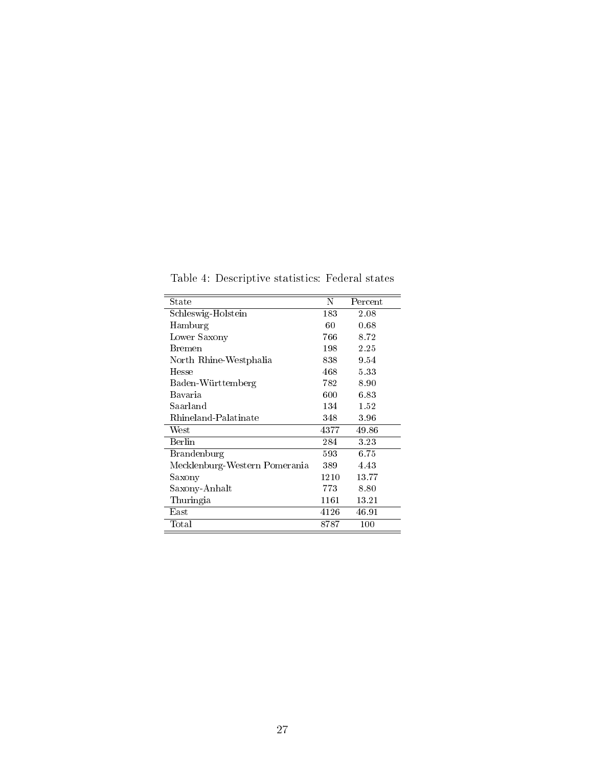Table 4: Descriptive statistics: Federal states

| State | N | Percent |
|---|---|---|
| Schleswig-Holstein | 183 | 2.08 |
| Hamburg | 60 | 0.68 |
| Lower Saxony | 766 | 8.72 |
| Bremen | 198 | 2.25 |
| North Rhine-Westphalia | 838 | 9.54 |
| Hesse | 468 | 5.33 |
| Baden-Württemberg | 782 | 8.90 |
| Bavaria | 600 | 6.83 |
| Saarland | 134 | 1.52 |
| Rhineland-Palatinate | 348 | 3.96 |
| West | 4377 | 49.86 |
| Berlin | 284 | 3.23 |
| Brandenburg | 593 | 6.75 |
| Mecklenburg-Western Pomerania | 389 | 4.43 |
| Saxony | 1210 | 13.77 |
| Saxony-Anhalt | 773 | 8.80 |
| Thuringia | 1161 | 13.21 |
| East | 4126 | 46.91 |
| Total | 8787 | 100 |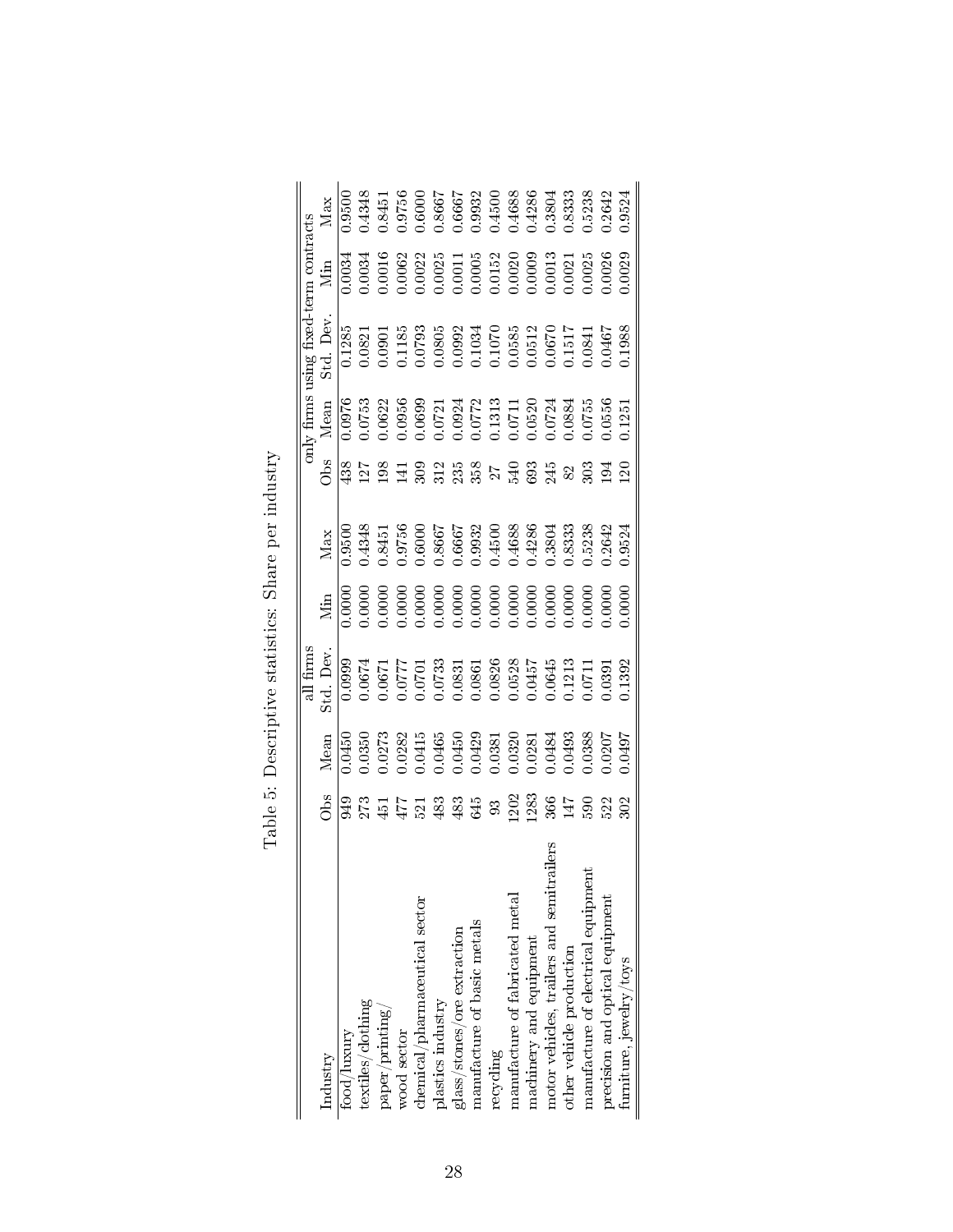Table 5: Descriptive statistics: Share per industry

| Industry | all firms | | | | | only firms using fixed-term contracts | | | | |
|---|---|---|---|---|---|---|---|---|---|---|
| | Obs | Mean | Std. Dev. | Min | Max | Obs | Mean | Std. Dev. | Min | Max |
| food/luxury | 949 | 0.0450 | 0.0999 | 0.0000 | 0.9500 | 438 | 0.0976 | 0.1285 | 0.0034 | 0.9500 |
| textiles/clothing | 273 | 0.0350 | 0.0674 | 0.0000 | 0.4348 | 127 | 0.0753 | 0.0821 | 0.0034 | 0.4348 |
| paper/printing/ | 451 | 0.0273 | 0.0671 | 0.0000 | 0.8451 | 198 | 0.0622 | 0.0901 | 0.0016 | 0.8451 |
| wood sector | 477 | 0.0282 | 0.0777 | 0.0000 | 0.9756 | 141 | 0.0956 | 0.1185 | 0.0062 | 0.9756 |
| chemical/pharmaceutical sector | 521 | 0.0415 | 0.0701 | 0.0000 | 0.6000 | 309 | 0.0699 | 0.0793 | 0.0022 | 0.6000 |
| plastics industry | 483 | 0.0465 | 0.0733 | 0.0000 | 0.8667 | 312 | 0.0721 | 0.0805 | 0.0025 | 0.8667 |
| glass/stones/ore extraction | 483 | 0.0450 | 0.0831 | 0.0000 | 0.6667 | 235 | 0.0924 | 0.0992 | 0.0011 | 0.6667 |
| manufacture of basic metals | 645 | 0.0429 | 0.0861 | 0.0000 | 0.9932 | 358 | 0.0772 | 0.1034 | 0.0005 | 0.9932 |
| recycling | 93 | 0.0381 | 0.0826 | 0.0000 | 0.4500 | 27 | 0.1313 | 0.1070 | 0.0152 | 0.4500 |
| manufacture of fabricated metal | 1202 | 0.0320 | 0.0528 | 0.0000 | 0.4688 | 540 | 0.0711 | 0.0585 | 0.0020 | 0.4688 |
| machinery and equipment | 1283 | 0.0281 | 0.0457 | 0.0000 | 0.4286 | 693 | 0.0520 | 0.0512 | 0.0009 | 0.4286 |
| motor vehicles, trailers and semitrailers | 366 | 0.0484 | 0.0645 | 0.0000 | 0.3804 | 245 | 0.0724 | 0.0670 | 0.0013 | 0.3804 |
| other vehicle production | 147 | 0.0493 | 0.1213 | 0.0000 | 0.8333 | 82 | 0.0884 | 0.1517 | 0.0021 | 0.8333 |
| manufacture of electrical equipment | 590 | 0.0388 | 0.0711 | 0.0000 | 0.5238 | 303 | 0.0755 | 0.0841 | 0.0025 | 0.5238 |
| precision and optical equipment | 522 | 0.0207 | 0.0391 | 0.0000 | 0.2642 | 194 | 0.0556 | 0.0467 | 0.0026 | 0.2642 |
| furniture, jewelry/toys | 302 | 0.0497 | 0.1392 | 0.0000 | 0.9524 | 120 | 0.1251 | 0.1988 | 0.0029 | 0.9524 |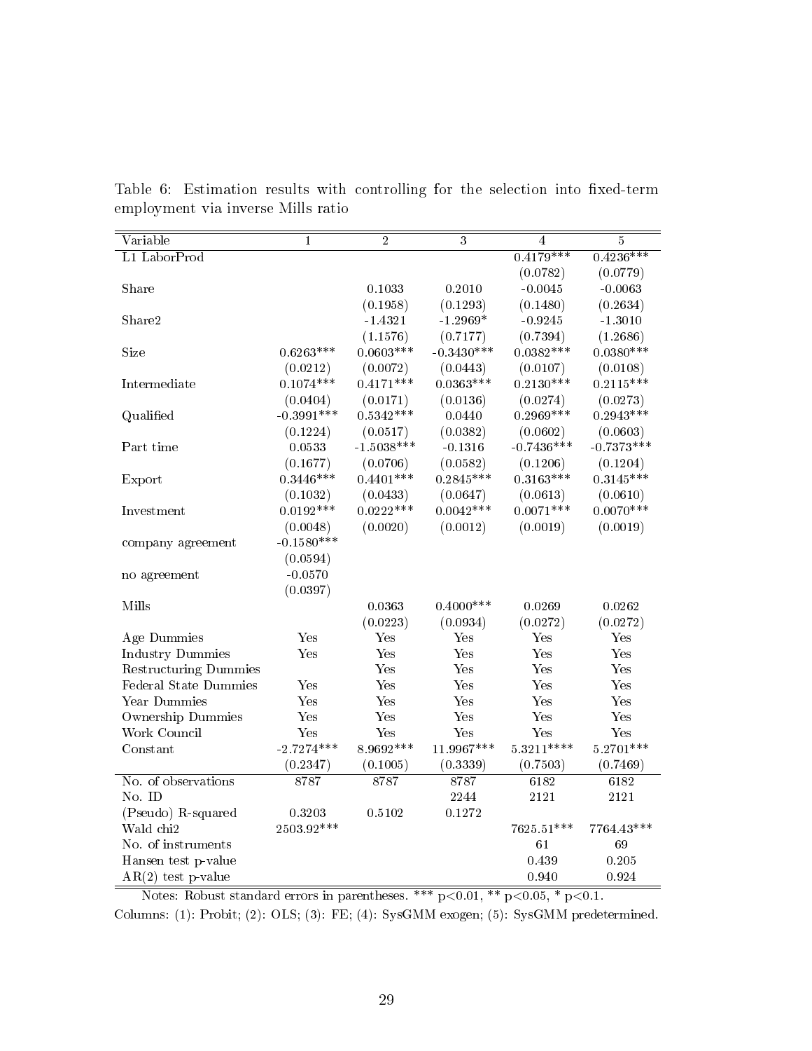Table 6: Estimation results with controlling for the selection into fixed-term employment via inverse Mills ratio

| Variable | 1 | 2 | 3 | 4 | 5 |
|---|---|---|---|---|---|
| L1 LaborProd | | | | 0.4179*** | 0.4236*** |
| | | | | (0.0782) | (0.0779) |
| Share | | 0.1033 | 0.2010 | -0.0045 | -0.0063 |
| | | (0.1958) | (0.1293) | (0.1480) | (0.2634) |
| Share2 | | -1.4321 | -1.2969* | -0.9245 | -1.3010 |
| | | (1.1576) | (0.7177) | (0.7394) | (1.2686) |
| Size | 0.6263*** | 0.0603*** | -0.3430*** | 0.0382*** | 0.0380*** |
| | (0.0212) | (0.0072) | (0.0443) | (0.0107) | (0.0108) |
| Intermediate | 0.1074*** | 0.4171*** | 0.0363*** | 0.2130*** | 0.2115*** |
| | (0.0404) | (0.0171) | (0.0136) | (0.0274) | (0.0273) |
| Qualified | -0.3991*** | 0.5342*** | 0.0440 | 0.2969*** | 0.2943*** |
| | (0.1224) | (0.0517) | (0.0382) | (0.0602) | (0.0603) |
| Part time | 0.0533 | -1.5038*** | -0.1316 | -0.7436*** | -0.7373*** |
| | (0.1677) | (0.0706) | (0.0582) | (0.1206) | (0.1204) |
| Export | 0.3446*** | 0.4401*** | 0.2845*** | 0.3163*** | 0.3145*** |
| | (0.1032) | (0.0433) | (0.0647) | (0.0613) | (0.0610) |
| Investment | 0.0192*** | 0.0222*** | 0.0042*** | 0.0071*** | 0.0070*** |
| | (0.0048) | (0.0020) | (0.0012) | (0.0019) | (0.0019) |
| company agreement | -0.1580*** | | | | |
| | (0.0594) | | | | |
| no agreement | -0.0570 | | | | |
| | (0.0397) | | | | |
| Mills | | 0.0363 | 0.4000*** | 0.0269 | 0.0262 |
| | | (0.0223) | (0.0934) | (0.0272) | (0.0272) |
| Age Dummies | Yes | Yes | Yes | Yes | Yes |
| Industry Dummies | Yes | Yes | Yes | Yes | Yes |
| Restructuring Dummies | | Yes | Yes | Yes | Yes |
| Federal State Dummies | Yes | Yes | Yes | Yes | Yes |
| Year Dummies | Yes | Yes | Yes | Yes | Yes |
| Ownership Dummies | Yes | Yes | Yes | Yes | Yes |
| Work Council | Yes | Yes | Yes | Yes | Yes |
| Constant | -2.7274*** | 8.9692*** | 11.9967*** | 5.3211**** | 5.2701*** |
| | (0.2347) | (0.1005) | (0.3339) | (0.7503) | (0.7469) |
| No. of observations | 8787 | 8787 | 8787 | 6182 | 6182 |
| No. ID | | | 2244 | 2121 | 2121 |
| (Pseudo) R-squared | 0.3203 | 0.5102 | 0.1272 | | |
| Wald chi2 | 2503.92*** | | | 7625.51*** | 7764.43*** |
| No. of instruments | | | | 61 | 69 |
| Hansen test p-value | | | | 0.439 | 0.205 |
| AR(2) test p-value | | | | 0.940 | 0.924 |

Notes: Robust standard errors in parentheses. *** p<0.01, ** p<0.05, * p<0.1.

Columns: (1): Probit; (2): OLS; (3): FE; (4): SysGMM exogen; (5): SysGMM predetermined.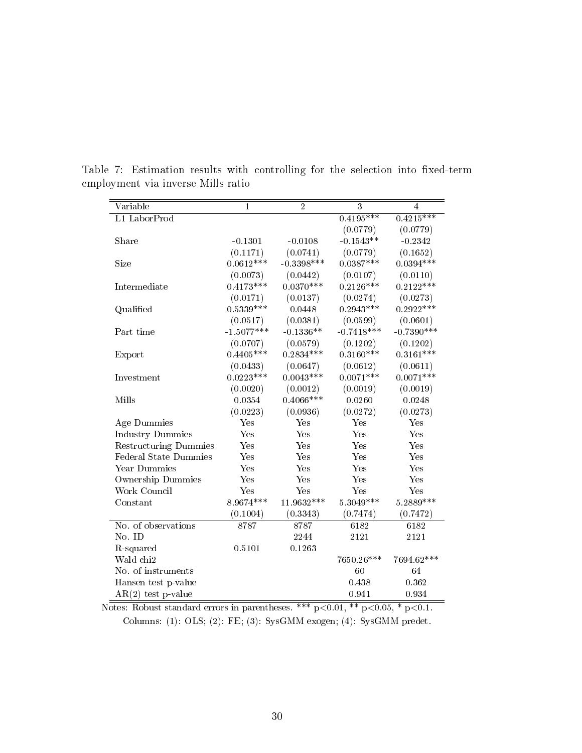Table 7: Estimation results with controlling for the selection into fixed-term employment via inverse Mills ratio

| Variable | 1 | 2 | 3 | 4 |
|---|---|---|---|---|
| L1 LaborProd | | | 0.4195*** | 0.4215*** |
| | | | (0.0779) | (0.0779) |
| Share | -0.1301 | -0.0108 | -0.1543** | -0.2342 |
| | (0.1171) | (0.0741) | (0.0779) | (0.1652) |
| Size | 0.0612*** | -0.3398*** | 0.0387*** | 0.0394*** |
| | (0.0073) | (0.0442) | (0.0107) | (0.0110) |
| Intermediate | 0.4173*** | 0.0370*** | 0.2126*** | 0.2122*** |
| | (0.0171) | (0.0137) | (0.0274) | (0.0273) |
| Qualified | 0.5339*** | 0.0448 | 0.2943*** | 0.2922*** |
| | (0.0517) | (0.0381) | (0.0599) | (0.0601) |
| Part time | -1.5077*** | -0.1336** | -0.7418*** | -0.7390*** |
| | (0.0707) | (0.0579) | (0.1202) | (0.1202) |
| Export | 0.4405*** | 0.2834*** | 0.3160*** | 0.3161*** |
| | (0.0433) | (0.0647) | (0.0612) | (0.0611) |
| Investment | 0.0223*** | 0.0043*** | 0.0071*** | 0.0071*** |
| | (0.0020) | (0.0012) | (0.0019) | (0.0019) |
| Mills | 0.0354 | 0.4066*** | 0.0260 | 0.0248 |
| | (0.0223) | (0.0936) | (0.0272) | (0.0273) |
| Age Dummies | Yes | Yes | Yes | Yes |
| Industry Dummies | Yes | Yes | Yes | Yes |
| Restructuring Dummies | Yes | Yes | Yes | Yes |
| Federal State Dummies | Yes | Yes | Yes | Yes |
| Year Dummies | Yes | Yes | Yes | Yes |
| Ownership Dummies | Yes | Yes | Yes | Yes |
| Work Council | Yes | Yes | Yes | Yes |
| Constant | 8.9674*** | 11.9632*** | 5.3049*** | 5.2889*** |
| | (0.1004) | (0.3343) | (0.7474) | (0.7472) |
| No. of observations | 8787 | 8787 | 6182 | 6182 |
| No. ID | | 2244 | 2121 | 2121 |
| R-squared | 0.5101 | 0.1263 | | |
| Wald chi2 | | | 7650.26*** | 7694.62*** |
| No. of instruments | | | 60 | 64 |
| Hansen test p-value | | | 0.438 | 0.362 |
| AR(2) test p-value | | | 0.941 | 0.934 |

Notes: Robust standard errors in parentheses. *** $p<0.01$, ** $p<0.05$, * $p<0.1$.

Columns: (1): OLS; (2): FE; (3): SysGMM exogen; (4): SysGMM predet.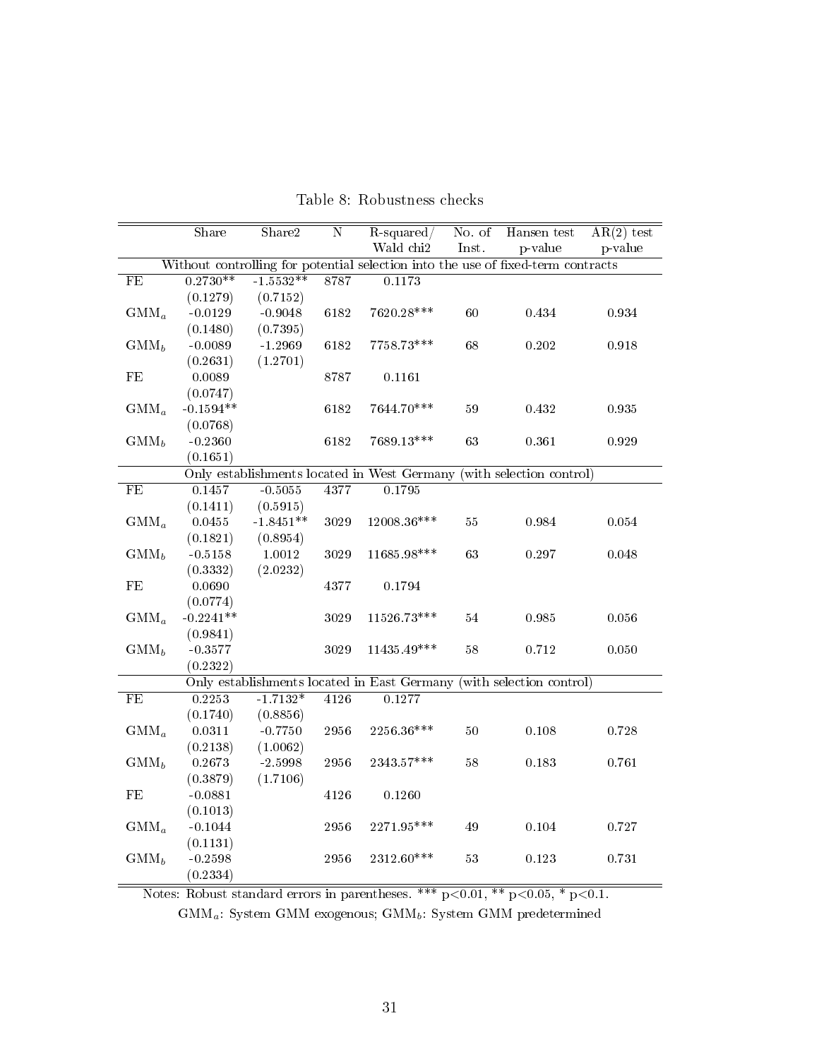Table 8: Robustness checks

| | Share | Share2 | N | R-squared/ Wald chi2 | No. of Inst. | Hansen test p-value | AR(2) test p-value |
|---|---|---|---|---|---|---|---|
| Without controlling for potential selection into the use of fixed-term contracts | | | | | | | |
| FE | 0.2730** | -1.5532** | 8787 | 0.1173 | | | |
| | (0.1279) | (0.7152) | | | | | |
| $GMM_a$ | -0.0129 | -0.9048 | 6182 | 7620.28*** | 60 | 0.434 | 0.934 |
| | (0.1480) | (0.7395) | | | | | |
| $GMM_b$ | -0.0089 | -1.2969 | 6182 | 7758.73*** | 68 | 0.202 | 0.918 |
| | (0.2631) | (1.2701) | | | | | |
| FE | 0.0089 | | 8787 | 0.1161 | | | |
| | (0.0747) | | | | | | |
| $GMM_a$ | -0.1594** | | 6182 | 7644.70*** | 59 | 0.432 | 0.935 |
| | (0.0768) | | | | | | |
| $GMM_b$ | -0.2360 | | 6182 | 7689.13*** | 63 | 0.361 | 0.929 |
| | (0.1651) | | | | | | |
| Only establishments located in West Germany (with selection control) | | | | | | | |
| FE | 0.1457 | -0.5055 | 4377 | 0.1795 | | | |
| | (0.1411) | (0.5915) | | | | | |
| $GMM_a$ | 0.0455 | -1.8451** | 3029 | 12008.36*** | 55 | 0.984 | 0.054 |
| | (0.1821) | (0.8954) | | | | | |
| $GMM_b$ | -0.5158 | 1.0012 | 3029 | 11685.98*** | 63 | 0.297 | 0.048 |
| | (0.3332) | (2.0232) | | | | | |
| FE | 0.0690 | | 4377 | 0.1794 | | | |
| | (0.0774) | | | | | | |
| $GMM_a$ | -0.2241** | | 3029 | 11526.73*** | 54 | 0.985 | 0.056 |
| | (0.9841) | | | | | | |
| $GMM_b$ | -0.3577 | | 3029 | 11435.49*** | 58 | 0.712 | 0.050 |
| | (0.2322) | | | | | | |
| Only establishments located in East Germany (with selection control) | | | | | | | |
| FE | 0.2253 | -1.7132* | 4126 | 0.1277 | | | |
| | (0.1740) | (0.8856) | | | | | |
| $GMM_a$ | 0.0311 | -0.7750 | 2956 | 2256.36*** | 50 | 0.108 | 0.728 |
| | (0.2138) | (1.0062) | | | | | |
| $GMM_b$ | 0.2673 | -2.5998 | 2956 | 2343.57*** | 58 | 0.183 | 0.761 |
| | (0.3879) | (1.7106) | | | | | |
| FE | -0.0881 | | 4126 | 0.1260 | | | |
| | (0.1013) | | | | | | |
| $GMM_a$ | -0.1044 | | 2956 | 2271.95*** | 49 | 0.104 | 0.727 |
| | (0.1131) | | | | | | |
| $GMM_b$ | -0.2598 | | 2956 | 2312.60*** | 53 | 0.123 | 0.731 |
| | (0.2334) | | | | | | |

Notes: Robust standard errors in parentheses. *** p<0.01, ** p<0.05, * p<0.1.
$GMM_a$: System GMM exogenous; $GMM_b$: System GMM predetermined